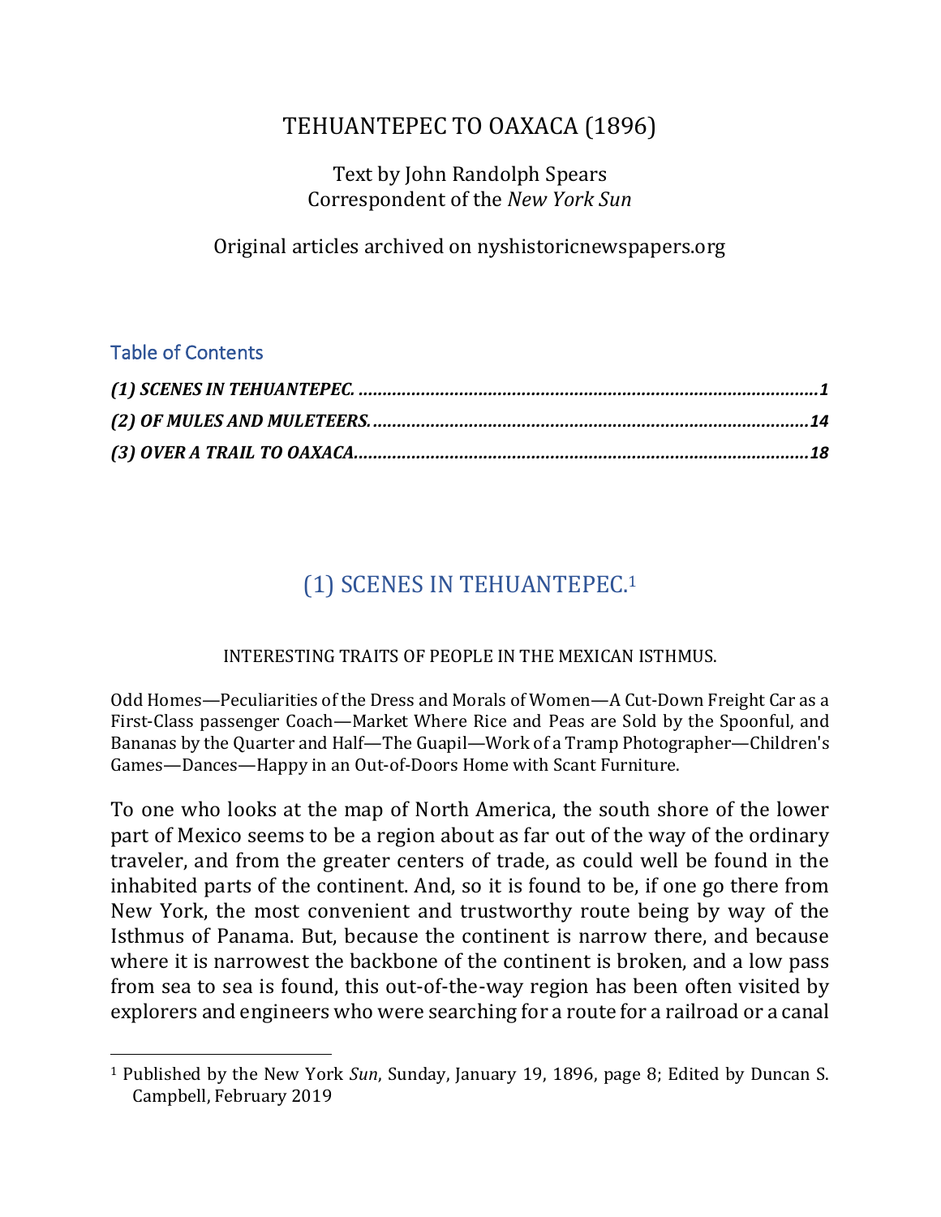# TEHUANTEPEC TO OAXACA (1896)

Text by John Randolph Spears
Correspondent of the *New York Sun*

Original articles archived on nyshistoricnewspapers.org

## Table of Contents

***(1) SCENES IN TEHUANTEPEC.*** ........................................................................................ ***1***
***(2) OF MULES AND MULETEERS.*** .................................................................................. ***14***
***(3) OVER A TRAIL TO OAXACA.*** .................................................................................... ***18***

## (1) SCENES IN TEHUANTEPEC.[1]

INTERESTING TRAITS OF PEOPLE IN THE MEXICAN ISTHMUS.

Odd Homes—Peculiarities of the Dress and Morals of Women—A Cut-Down Freight Car as a First-Class passenger Coach—Market Where Rice and Peas are Sold by the Spoonful, and Bananas by the Quarter and Half—The Guapil—Work of a Tramp Photographer—Children's Games—Dances—Happy in an Out-of-Doors Home with Scant Furniture.

To one who looks at the map of North America, the south shore of the lower part of Mexico seems to be a region about as far out of the way of the ordinary traveler, and from the greater centers of trade, as could well be found in the inhabited parts of the continent. And, so it is found to be, if one go there from New York, the most convenient and trustworthy route being by way of the Isthmus of Panama. But, because the continent is narrow there, and because where it is narrowest the backbone of the continent is broken, and a low pass from sea to sea is found, this out-of-the-way region has been often visited by explorers and engineers who were searching for a route for a railroad or a canal

[1] Published by the New York *Sun*, Sunday, January 19, 1896, page 8; Edited by Duncan S. Campbell, February 2019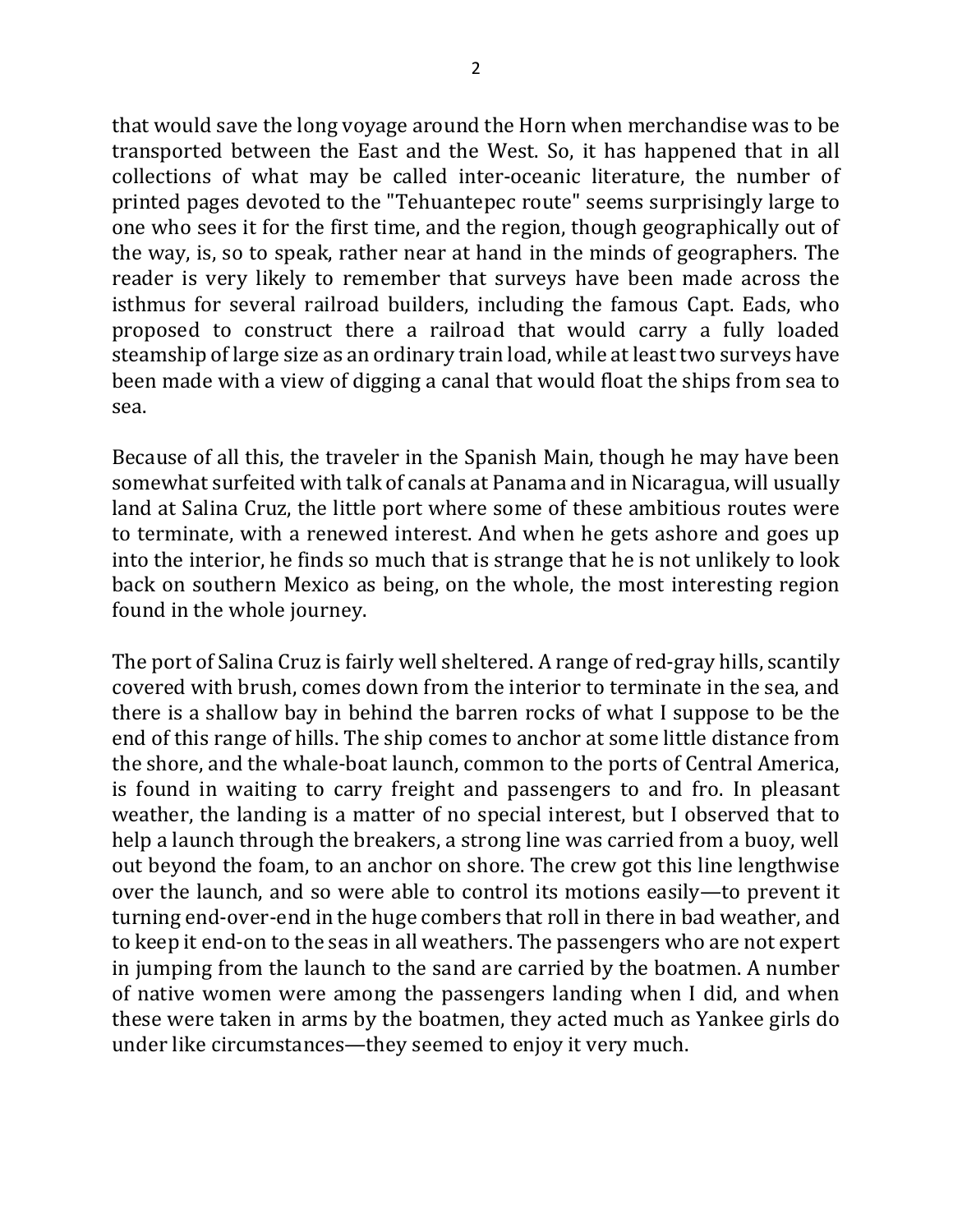that would save the long voyage around the Horn when merchandise was to be transported between the East and the West. So, it has happened that in all collections of what may be called inter-oceanic literature, the number of printed pages devoted to the "Tehuantepec route" seems surprisingly large to one who sees it for the first time, and the region, though geographically out of the way, is, so to speak, rather near at hand in the minds of geographers. The reader is very likely to remember that surveys have been made across the isthmus for several railroad builders, including the famous Capt. Eads, who proposed to construct there a railroad that would carry a fully loaded steamship of large size as an ordinary train load, while at least two surveys have been made with a view of digging a canal that would float the ships from sea to sea.

Because of all this, the traveler in the Spanish Main, though he may have been somewhat surfeited with talk of canals at Panama and in Nicaragua, will usually land at Salina Cruz, the little port where some of these ambitious routes were to terminate, with a renewed interest. And when he gets ashore and goes up into the interior, he finds so much that is strange that he is not unlikely to look back on southern Mexico as being, on the whole, the most interesting region found in the whole journey.

The port of Salina Cruz is fairly well sheltered. A range of red-gray hills, scantily covered with brush, comes down from the interior to terminate in the sea, and there is a shallow bay in behind the barren rocks of what I suppose to be the end of this range of hills. The ship comes to anchor at some little distance from the shore, and the whale-boat launch, common to the ports of Central America, is found in waiting to carry freight and passengers to and fro. In pleasant weather, the landing is a matter of no special interest, but I observed that to help a launch through the breakers, a strong line was carried from a buoy, well out beyond the foam, to an anchor on shore. The crew got this line lengthwise over the launch, and so were able to control its motions easily—to prevent it turning end-over-end in the huge combers that roll in there in bad weather, and to keep it end-on to the seas in all weathers. The passengers who are not expert in jumping from the launch to the sand are carried by the boatmen. A number of native women were among the passengers landing when I did, and when these were taken in arms by the boatmen, they acted much as Yankee girls do under like circumstances—they seemed to enjoy it very much.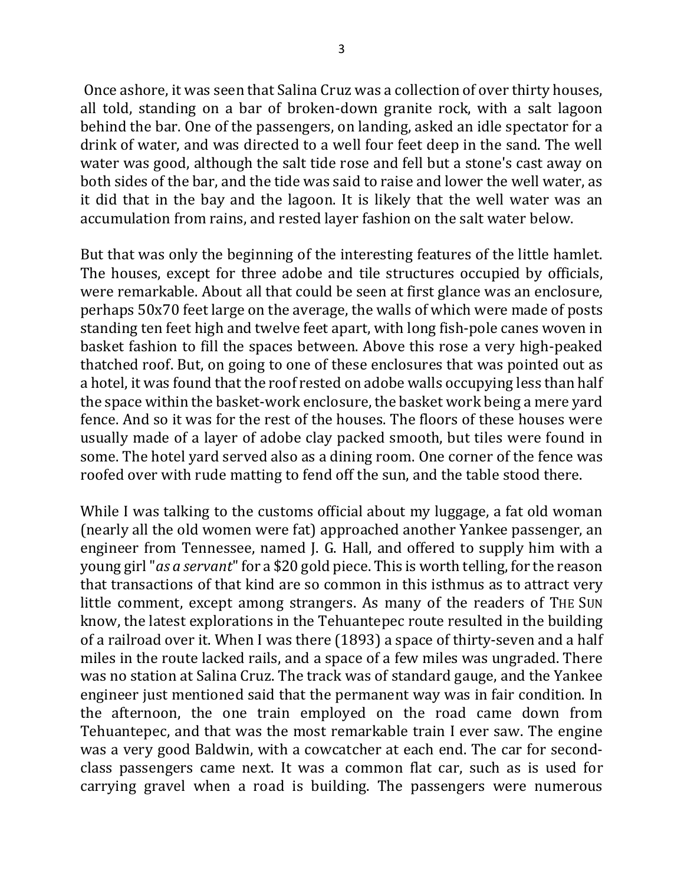Once ashore, it was seen that Salina Cruz was a collection of over thirty houses, all told, standing on a bar of broken-down granite rock, with a salt lagoon behind the bar. One of the passengers, on landing, asked an idle spectator for a drink of water, and was directed to a well four feet deep in the sand. The well water was good, although the salt tide rose and fell but a stone's cast away on both sides of the bar, and the tide was said to raise and lower the well water, as it did that in the bay and the lagoon. It is likely that the well water was an accumulation from rains, and rested layer fashion on the salt water below.

But that was only the beginning of the interesting features of the little hamlet. The houses, except for three adobe and tile structures occupied by officials, were remarkable. About all that could be seen at first glance was an enclosure, perhaps 50x70 feet large on the average, the walls of which were made of posts standing ten feet high and twelve feet apart, with long fish-pole canes woven in basket fashion to fill the spaces between. Above this rose a very high-peaked thatched roof. But, on going to one of these enclosures that was pointed out as a hotel, it was found that the roof rested on adobe walls occupying less than half the space within the basket-work enclosure, the basket work being a mere yard fence. And so it was for the rest of the houses. The floors of these houses were usually made of a layer of adobe clay packed smooth, but tiles were found in some. The hotel yard served also as a dining room. One corner of the fence was roofed over with rude matting to fend off the sun, and the table stood there.

While I was talking to the customs official about my luggage, a fat old woman (nearly all the old women were fat) approached another Yankee passenger, an engineer from Tennessee, named J. G. Hall, and offered to supply him with a young girl "*as a servant*" for a $20 gold piece. This is worth telling, for the reason that transactions of that kind are so common in this isthmus as to attract very little comment, except among strangers. As many of the readers of THE SUN know, the latest explorations in the Tehuantepec route resulted in the building of a railroad over it. When I was there (1893) a space of thirty-seven and a half miles in the route lacked rails, and a space of a few miles was ungraded. There was no station at Salina Cruz. The track was of standard gauge, and the Yankee engineer just mentioned said that the permanent way was in fair condition. In the afternoon, the one train employed on the road came down from Tehuantepec, and that was the most remarkable train I ever saw. The engine was a very good Baldwin, with a cowcatcher at each end. The car for second-class passengers came next. It was a common flat car, such as is used for carrying gravel when a road is building. The passengers were numerous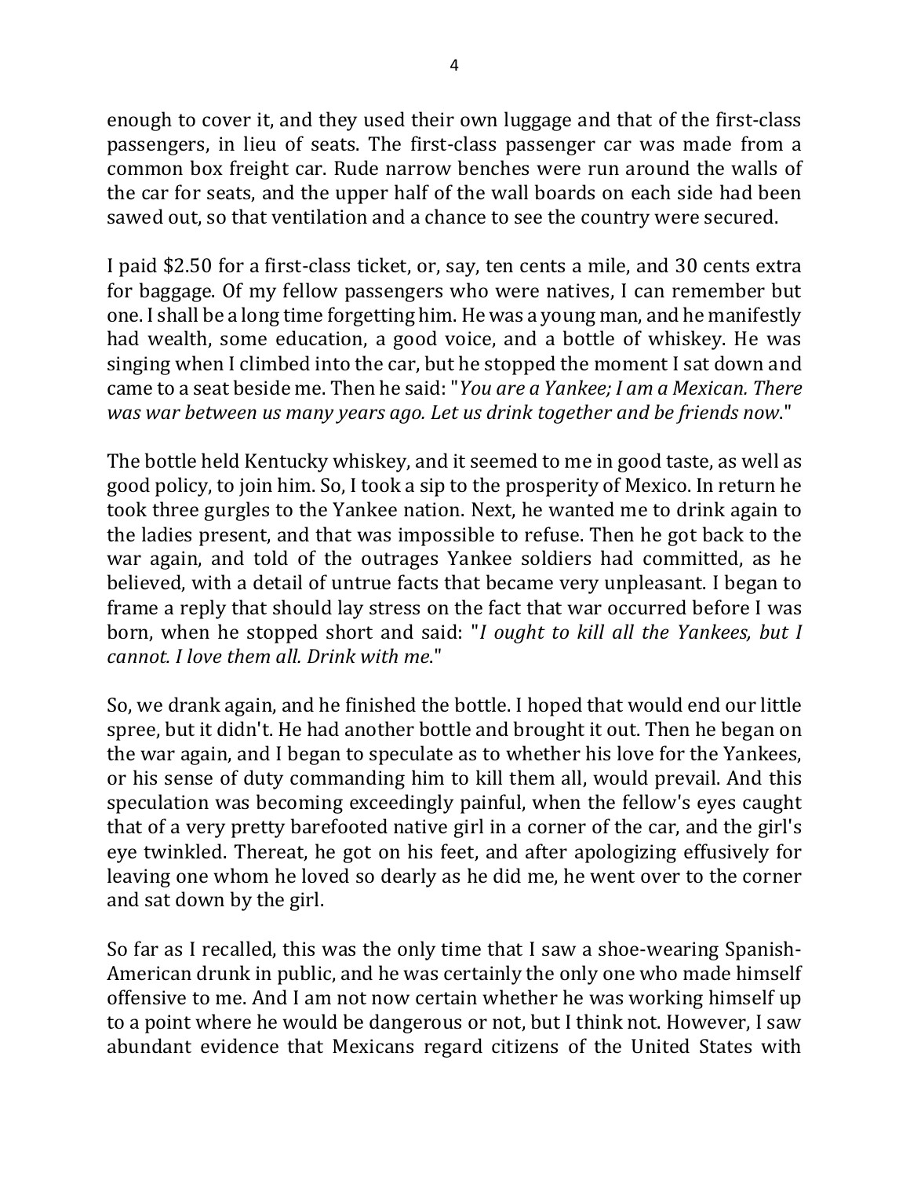enough to cover it, and they used their own luggage and that of the first-class passengers, in lieu of seats. The first-class passenger car was made from a common box freight car. Rude narrow benches were run around the walls of the car for seats, and the upper half of the wall boards on each side had been sawed out, so that ventilation and a chance to see the country were secured.

I paid $2.50 for a first-class ticket, or, say, ten cents a mile, and 30 cents extra for baggage. Of my fellow passengers who were natives, I can remember but one. I shall be a long time forgetting him. He was a young man, and he manifestly had wealth, some education, a good voice, and a bottle of whiskey. He was singing when I climbed into the car, but he stopped the moment I sat down and came to a seat beside me. Then he said: "*You are a Yankee; I am a Mexican. There was war between us many years ago. Let us drink together and be friends now*."

The bottle held Kentucky whiskey, and it seemed to me in good taste, as well as good policy, to join him. So, I took a sip to the prosperity of Mexico. In return he took three gurgles to the Yankee nation. Next, he wanted me to drink again to the ladies present, and that was impossible to refuse. Then he got back to the war again, and told of the outrages Yankee soldiers had committed, as he believed, with a detail of untrue facts that became very unpleasant. I began to frame a reply that should lay stress on the fact that war occurred before I was born, when he stopped short and said: "*I ought to kill all the Yankees, but I cannot. I love them all. Drink with me*."

So, we drank again, and he finished the bottle. I hoped that would end our little spree, but it didn't. He had another bottle and brought it out. Then he began on the war again, and I began to speculate as to whether his love for the Yankees, or his sense of duty commanding him to kill them all, would prevail. And this speculation was becoming exceedingly painful, when the fellow's eyes caught that of a very pretty barefooted native girl in a corner of the car, and the girl's eye twinkled. Thereat, he got on his feet, and after apologizing effusively for leaving one whom he loved so dearly as he did me, he went over to the corner and sat down by the girl.

So far as I recalled, this was the only time that I saw a shoe-wearing Spanish-American drunk in public, and he was certainly the only one who made himself offensive to me. And I am not now certain whether he was working himself up to a point where he would be dangerous or not, but I think not. However, I saw abundant evidence that Mexicans regard citizens of the United States with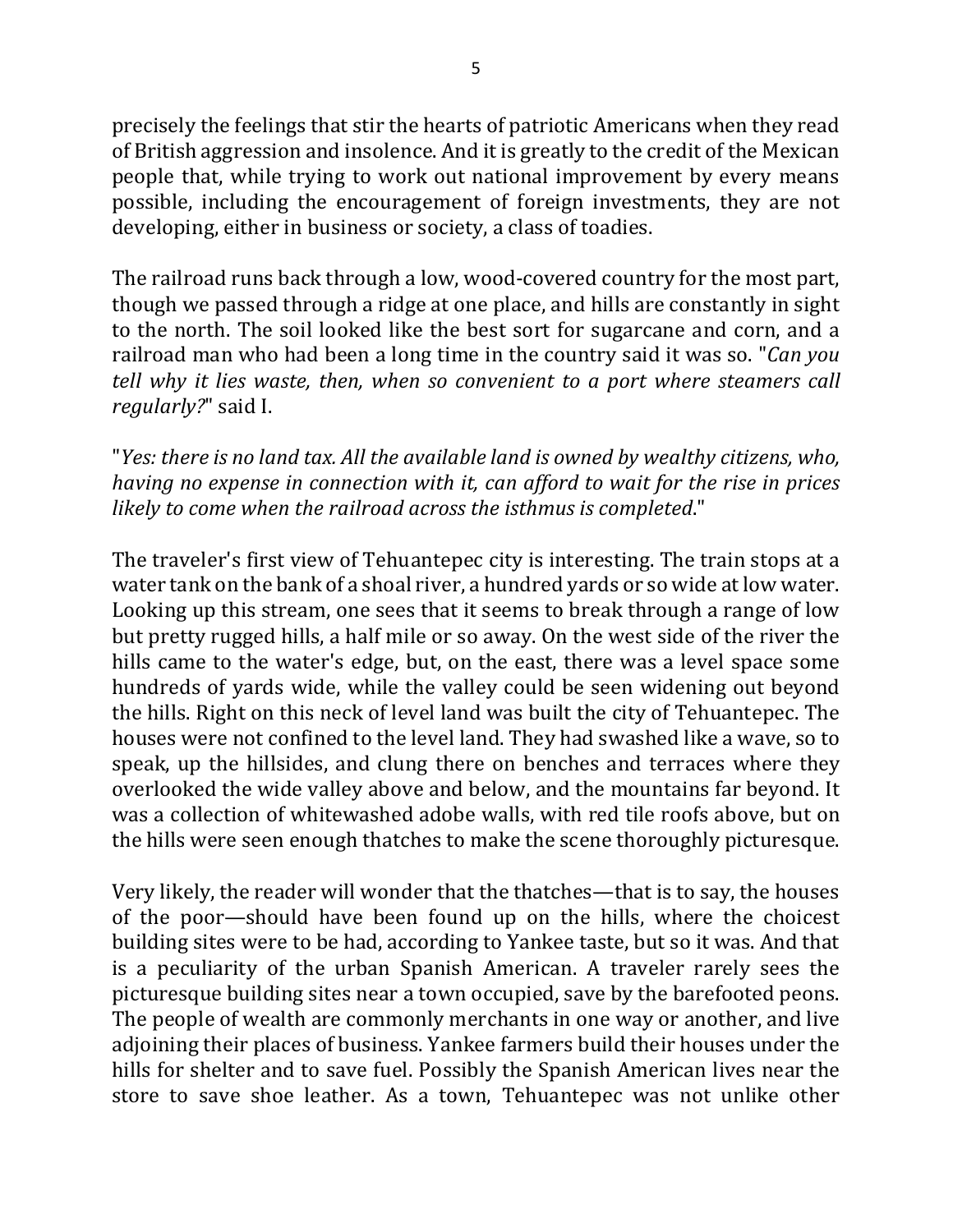precisely the feelings that stir the hearts of patriotic Americans when they read of British aggression and insolence. And it is greatly to the credit of the Mexican people that, while trying to work out national improvement by every means possible, including the encouragement of foreign investments, they are not developing, either in business or society, a class of toadies.

The railroad runs back through a low, wood-covered country for the most part, though we passed through a ridge at one place, and hills are constantly in sight to the north. The soil looked like the best sort for sugarcane and corn, and a railroad man who had been a long time in the country said it was so. "*Can you tell why it lies waste, then, when so convenient to a port where steamers call regularly?*" said I.

"*Yes: there is no land tax. All the available land is owned by wealthy citizens, who, having no expense in connection with it, can afford to wait for the rise in prices likely to come when the railroad across the isthmus is completed*."

The traveler's first view of Tehuantepec city is interesting. The train stops at a water tank on the bank of a shoal river, a hundred yards or so wide at low water. Looking up this stream, one sees that it seems to break through a range of low but pretty rugged hills, a half mile or so away. On the west side of the river the hills came to the water's edge, but, on the east, there was a level space some hundreds of yards wide, while the valley could be seen widening out beyond the hills. Right on this neck of level land was built the city of Tehuantepec. The houses were not confined to the level land. They had swashed like a wave, so to speak, up the hillsides, and clung there on benches and terraces where they overlooked the wide valley above and below, and the mountains far beyond. It was a collection of whitewashed adobe walls, with red tile roofs above, but on the hills were seen enough thatches to make the scene thoroughly picturesque.

Very likely, the reader will wonder that the thatches—that is to say, the houses of the poor—should have been found up on the hills, where the choicest building sites were to be had, according to Yankee taste, but so it was. And that is a peculiarity of the urban Spanish American. A traveler rarely sees the picturesque building sites near a town occupied, save by the barefooted peons. The people of wealth are commonly merchants in one way or another, and live adjoining their places of business. Yankee farmers build their houses under the hills for shelter and to save fuel. Possibly the Spanish American lives near the store to save shoe leather. As a town, Tehuantepec was not unlike other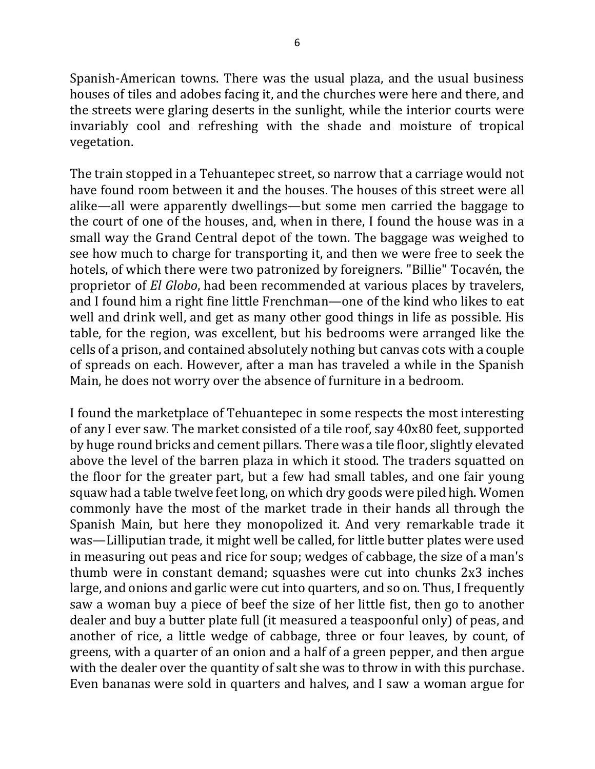Spanish-American towns. There was the usual plaza, and the usual business houses of tiles and adobes facing it, and the churches were here and there, and the streets were glaring deserts in the sunlight, while the interior courts were invariably cool and refreshing with the shade and moisture of tropical vegetation.

The train stopped in a Tehuantepec street, so narrow that a carriage would not have found room between it and the houses. The houses of this street were all alike—all were apparently dwellings—but some men carried the baggage to the court of one of the houses, and, when in there, I found the house was in a small way the Grand Central depot of the town. The baggage was weighed to see how much to charge for transporting it, and then we were free to seek the hotels, of which there were two patronized by foreigners. "Billie" Tocavén, the proprietor of *El Globo*, had been recommended at various places by travelers, and I found him a right fine little Frenchman—one of the kind who likes to eat well and drink well, and get as many other good things in life as possible. His table, for the region, was excellent, but his bedrooms were arranged like the cells of a prison, and contained absolutely nothing but canvas cots with a couple of spreads on each. However, after a man has traveled a while in the Spanish Main, he does not worry over the absence of furniture in a bedroom.

I found the marketplace of Tehuantepec in some respects the most interesting of any I ever saw. The market consisted of a tile roof, say 40x80 feet, supported by huge round bricks and cement pillars. There was a tile floor, slightly elevated above the level of the barren plaza in which it stood. The traders squatted on the floor for the greater part, but a few had small tables, and one fair young squaw had a table twelve feet long, on which dry goods were piled high. Women commonly have the most of the market trade in their hands all through the Spanish Main, but here they monopolized it. And very remarkable trade it was—Lilliputian trade, it might well be called, for little butter plates were used in measuring out peas and rice for soup; wedges of cabbage, the size of a man's thumb were in constant demand; squashes were cut into chunks 2x3 inches large, and onions and garlic were cut into quarters, and so on. Thus, I frequently saw a woman buy a piece of beef the size of her little fist, then go to another dealer and buy a butter plate full (it measured a teaspoonful only) of peas, and another of rice, a little wedge of cabbage, three or four leaves, by count, of greens, with a quarter of an onion and a half of a green pepper, and then argue with the dealer over the quantity of salt she was to throw in with this purchase. Even bananas were sold in quarters and halves, and I saw a woman argue for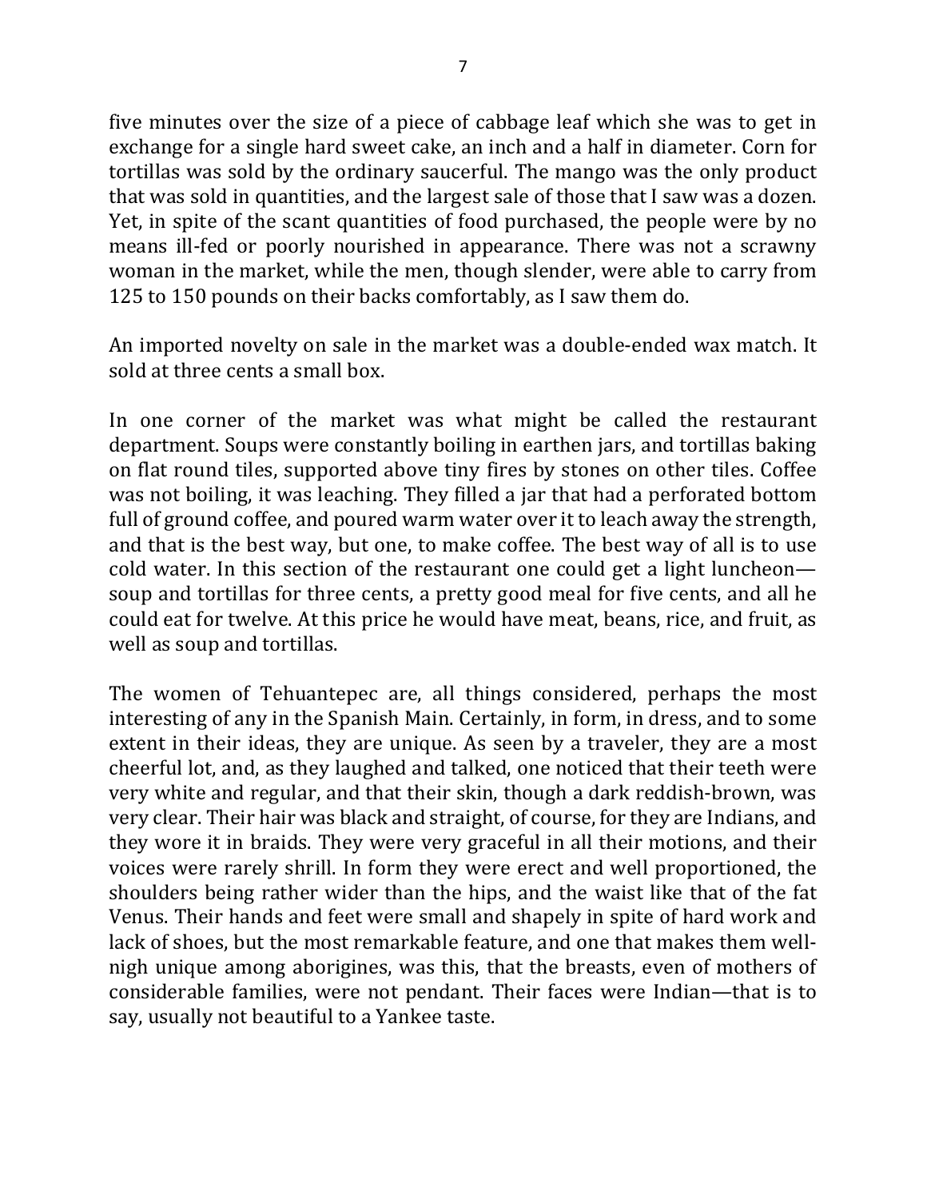five minutes over the size of a piece of cabbage leaf which she was to get in exchange for a single hard sweet cake, an inch and a half in diameter. Corn for tortillas was sold by the ordinary saucerful. The mango was the only product that was sold in quantities, and the largest sale of those that I saw was a dozen. Yet, in spite of the scant quantities of food purchased, the people were by no means ill-fed or poorly nourished in appearance. There was not a scrawny woman in the market, while the men, though slender, were able to carry from 125 to 150 pounds on their backs comfortably, as I saw them do.

An imported novelty on sale in the market was a double-ended wax match. It sold at three cents a small box.

In one corner of the market was what might be called the restaurant department. Soups were constantly boiling in earthen jars, and tortillas baking on flat round tiles, supported above tiny fires by stones on other tiles. Coffee was not boiling, it was leaching. They filled a jar that had a perforated bottom full of ground coffee, and poured warm water over it to leach away the strength, and that is the best way, but one, to make coffee. The best way of all is to use cold water. In this section of the restaurant one could get a light luncheon—soup and tortillas for three cents, a pretty good meal for five cents, and all he could eat for twelve. At this price he would have meat, beans, rice, and fruit, as well as soup and tortillas.

The women of Tehuantepec are, all things considered, perhaps the most interesting of any in the Spanish Main. Certainly, in form, in dress, and to some extent in their ideas, they are unique. As seen by a traveler, they are a most cheerful lot, and, as they laughed and talked, one noticed that their teeth were very white and regular, and that their skin, though a dark reddish-brown, was very clear. Their hair was black and straight, of course, for they are Indians, and they wore it in braids. They were very graceful in all their motions, and their voices were rarely shrill. In form they were erect and well proportioned, the shoulders being rather wider than the hips, and the waist like that of the fat Venus. Their hands and feet were small and shapely in spite of hard work and lack of shoes, but the most remarkable feature, and one that makes them well-nigh unique among aborigines, was this, that the breasts, even of mothers of considerable families, were not pendant. Their faces were Indian—that is to say, usually not beautiful to a Yankee taste.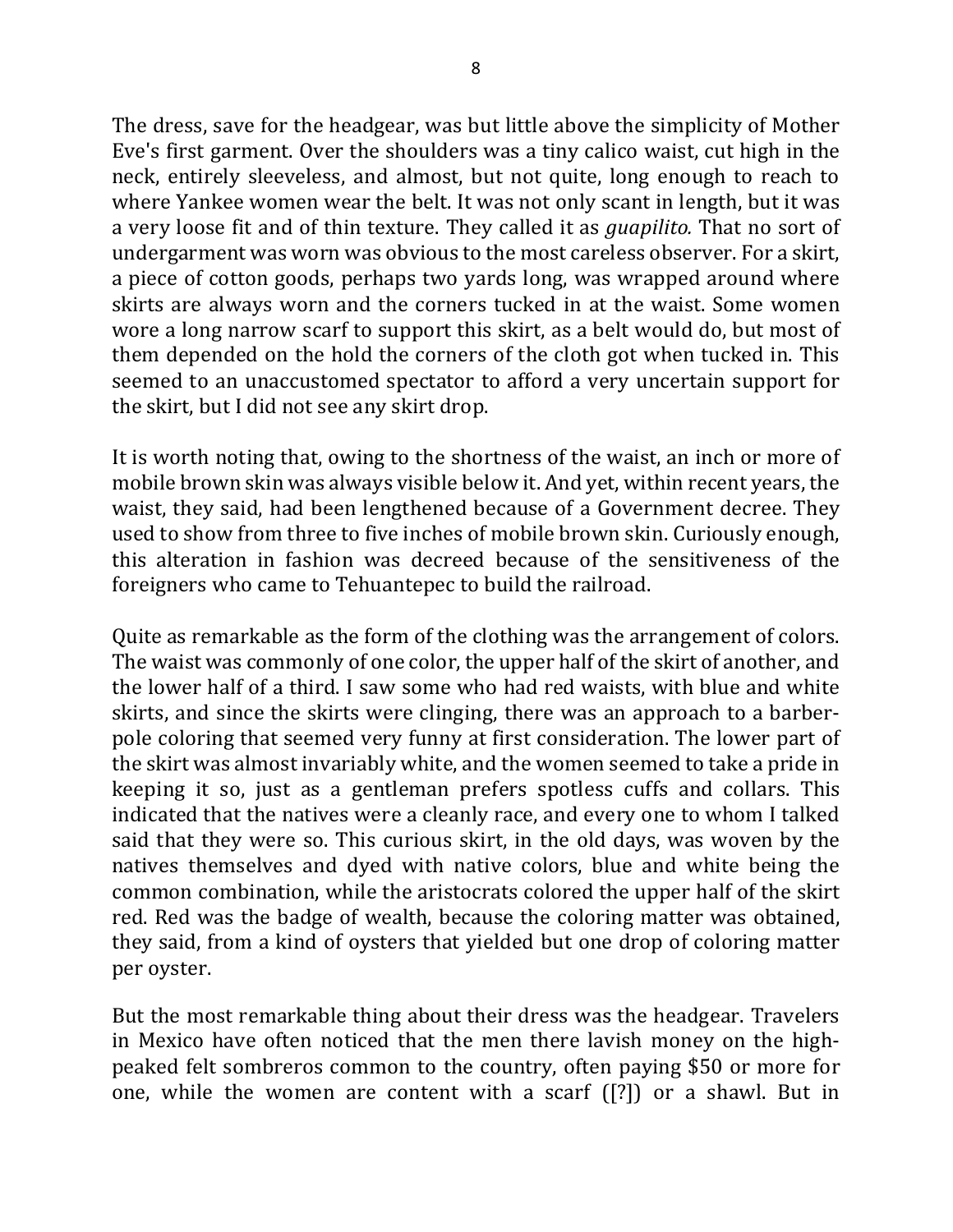The dress, save for the headgear, was but little above the simplicity of Mother Eve's first garment. Over the shoulders was a tiny calico waist, cut high in the neck, entirely sleeveless, and almost, but not quite, long enough to reach to where Yankee women wear the belt. It was not only scant in length, but it was a very loose fit and of thin texture. They called it as *guapilito.* That no sort of undergarment was worn was obvious to the most careless observer. For a skirt, a piece of cotton goods, perhaps two yards long, was wrapped around where skirts are always worn and the corners tucked in at the waist. Some women wore a long narrow scarf to support this skirt, as a belt would do, but most of them depended on the hold the corners of the cloth got when tucked in. This seemed to an unaccustomed spectator to afford a very uncertain support for the skirt, but I did not see any skirt drop.

It is worth noting that, owing to the shortness of the waist, an inch or more of mobile brown skin was always visible below it. And yet, within recent years, the waist, they said, had been lengthened because of a Government decree. They used to show from three to five inches of mobile brown skin. Curiously enough, this alteration in fashion was decreed because of the sensitiveness of the foreigners who came to Tehuantepec to build the railroad.

Quite as remarkable as the form of the clothing was the arrangement of colors. The waist was commonly of one color, the upper half of the skirt of another, and the lower half of a third. I saw some who had red waists, with blue and white skirts, and since the skirts were clinging, there was an approach to a barber-pole coloring that seemed very funny at first consideration. The lower part of the skirt was almost invariably white, and the women seemed to take a pride in keeping it so, just as a gentleman prefers spotless cuffs and collars. This indicated that the natives were a cleanly race, and every one to whom I talked said that they were so. This curious skirt, in the old days, was woven by the natives themselves and dyed with native colors, blue and white being the common combination, while the aristocrats colored the upper half of the skirt red. Red was the badge of wealth, because the coloring matter was obtained, they said, from a kind of oysters that yielded but one drop of coloring matter per oyster.

But the most remarkable thing about their dress was the headgear. Travelers in Mexico have often noticed that the men there lavish money on the high-peaked felt sombreros common to the country, often paying $50 or more for one, while the women are content with a scarf ([?]) or a shawl. But in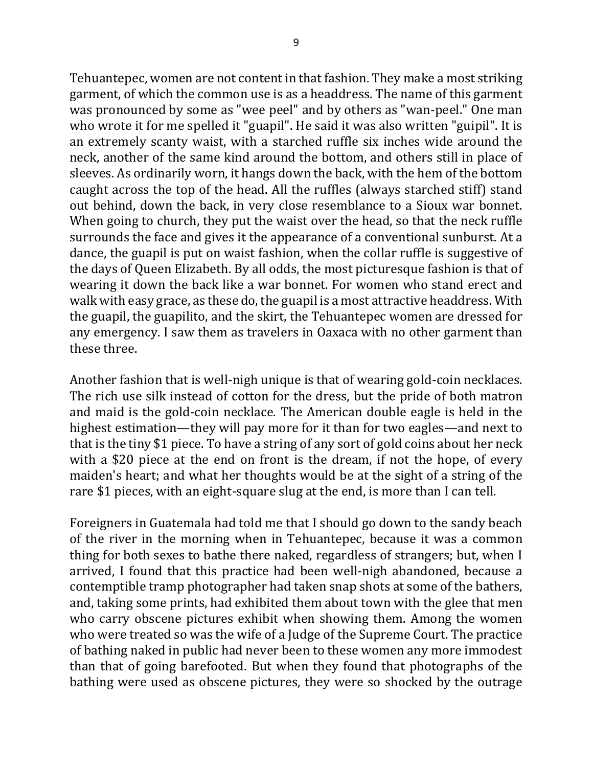Tehuantepec, women are not content in that fashion. They make a most striking garment, of which the common use is as a headdress. The name of this garment was pronounced by some as "wee peel" and by others as "wan-peel." One man who wrote it for me spelled it "guapil". He said it was also written "guipil". It is an extremely scanty waist, with a starched ruffle six inches wide around the neck, another of the same kind around the bottom, and others still in place of sleeves. As ordinarily worn, it hangs down the back, with the hem of the bottom caught across the top of the head. All the ruffles (always starched stiff) stand out behind, down the back, in very close resemblance to a Sioux war bonnet. When going to church, they put the waist over the head, so that the neck ruffle surrounds the face and gives it the appearance of a conventional sunburst. At a dance, the guapil is put on waist fashion, when the collar ruffle is suggestive of the days of Queen Elizabeth. By all odds, the most picturesque fashion is that of wearing it down the back like a war bonnet. For women who stand erect and walk with easy grace, as these do, the guapil is a most attractive headdress. With the guapil, the guapilito, and the skirt, the Tehuantepec women are dressed for any emergency. I saw them as travelers in Oaxaca with no other garment than these three.

Another fashion that is well-nigh unique is that of wearing gold-coin necklaces. The rich use silk instead of cotton for the dress, but the pride of both matron and maid is the gold-coin necklace. The American double eagle is held in the highest estimation—they will pay more for it than for two eagles—and next to that is the tiny $1 piece. To have a string of any sort of gold coins about her neck with a $20 piece at the end on front is the dream, if not the hope, of every maiden's heart; and what her thoughts would be at the sight of a string of the rare $1 pieces, with an eight-square slug at the end, is more than I can tell.

Foreigners in Guatemala had told me that I should go down to the sandy beach of the river in the morning when in Tehuantepec, because it was a common thing for both sexes to bathe there naked, regardless of strangers; but, when I arrived, I found that this practice had been well-nigh abandoned, because a contemptible tramp photographer had taken snap shots at some of the bathers, and, taking some prints, had exhibited them about town with the glee that men who carry obscene pictures exhibit when showing them. Among the women who were treated so was the wife of a Judge of the Supreme Court. The practice of bathing naked in public had never been to these women any more immodest than that of going barefooted. But when they found that photographs of the bathing were used as obscene pictures, they were so shocked by the outrage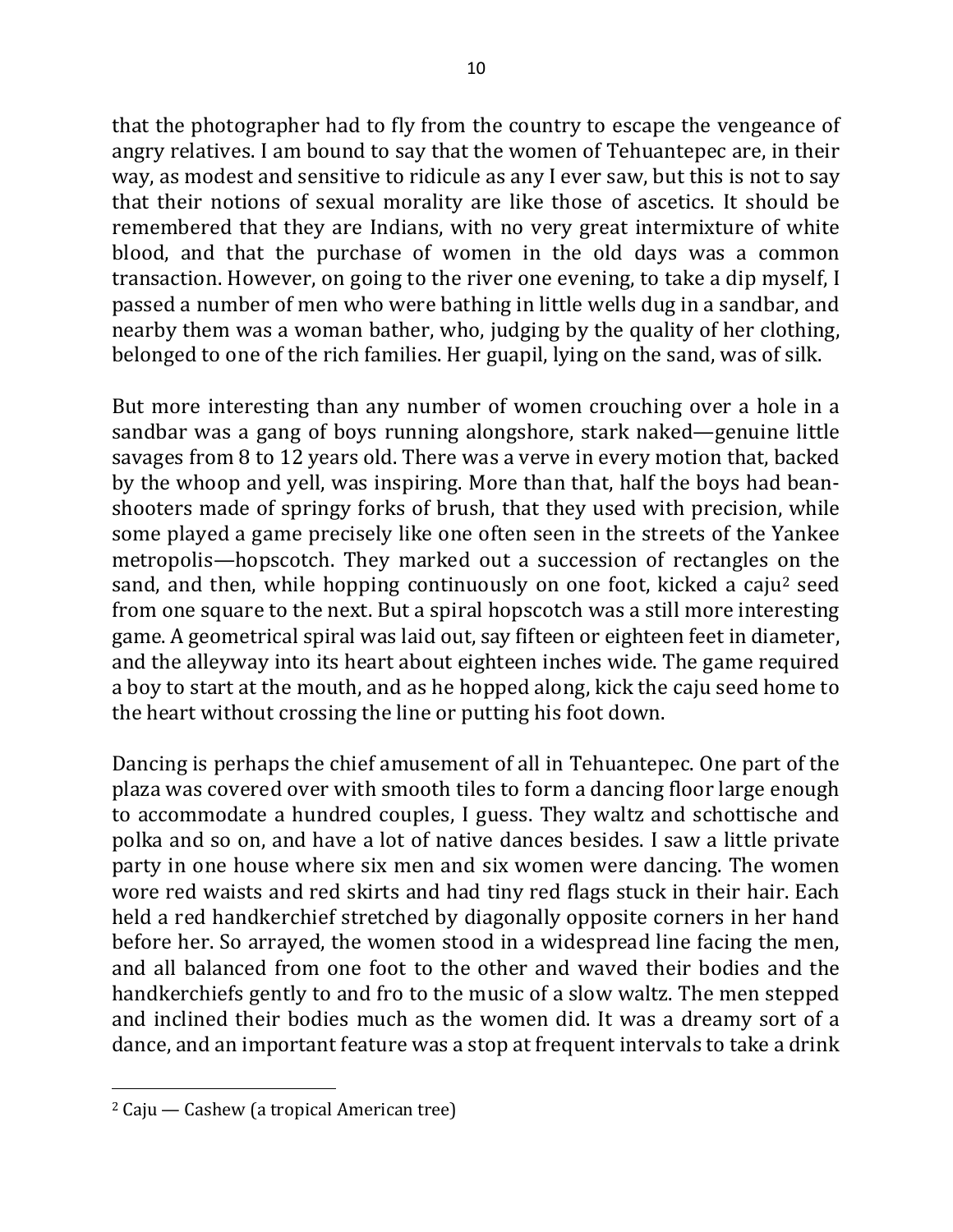that the photographer had to fly from the country to escape the vengeance of angry relatives. I am bound to say that the women of Tehuantepec are, in their way, as modest and sensitive to ridicule as any I ever saw, but this is not to say that their notions of sexual morality are like those of ascetics. It should be remembered that they are Indians, with no very great intermixture of white blood, and that the purchase of women in the old days was a common transaction. However, on going to the river one evening, to take a dip myself, I passed a number of men who were bathing in little wells dug in a sandbar, and nearby them was a woman bather, who, judging by the quality of her clothing, belonged to one of the rich families. Her guapil, lying on the sand, was of silk.

But more interesting than any number of women crouching over a hole in a sandbar was a gang of boys running alongshore, stark naked—genuine little savages from 8 to 12 years old. There was a verve in every motion that, backed by the whoop and yell, was inspiring. More than that, half the boys had bean-shooters made of springy forks of brush, that they used with precision, while some played a game precisely like one often seen in the streets of the Yankee metropolis—hopscotch. They marked out a succession of rectangles on the sand, and then, while hopping continuously on one foot, kicked a caju[2] seed from one square to the next. But a spiral hopscotch was a still more interesting game. A geometrical spiral was laid out, say fifteen or eighteen feet in diameter, and the alleyway into its heart about eighteen inches wide. The game required a boy to start at the mouth, and as he hopped along, kick the caju seed home to the heart without crossing the line or putting his foot down.

Dancing is perhaps the chief amusement of all in Tehuantepec. One part of the plaza was covered over with smooth tiles to form a dancing floor large enough to accommodate a hundred couples, I guess. They waltz and schottische and polka and so on, and have a lot of native dances besides. I saw a little private party in one house where six men and six women were dancing. The women wore red waists and red skirts and had tiny red flags stuck in their hair. Each held a red handkerchief stretched by diagonally opposite corners in her hand before her. So arrayed, the women stood in a widespread line facing the men, and all balanced from one foot to the other and waved their bodies and the handkerchiefs gently to and fro to the music of a slow waltz. The men stepped and inclined their bodies much as the women did. It was a dreamy sort of a dance, and an important feature was a stop at frequent intervals to take a drink

---

[2] Caju — Cashew (a tropical American tree)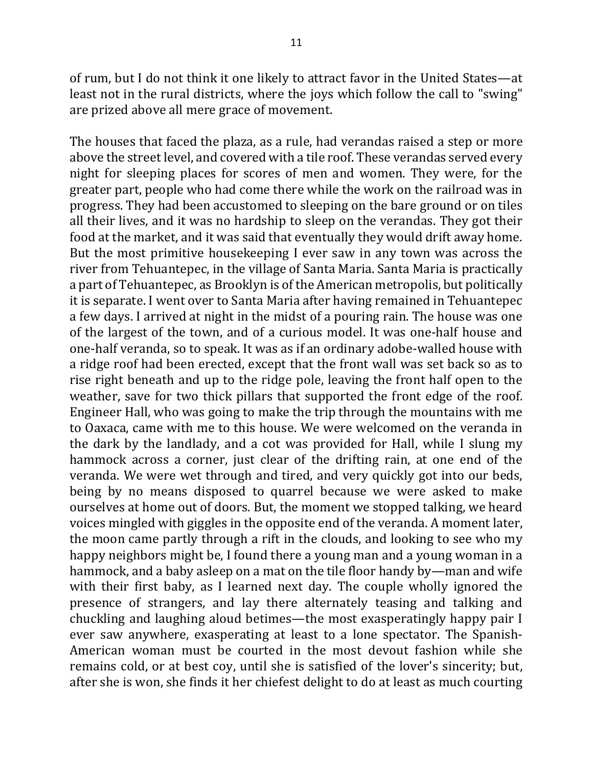of rum, but I do not think it one likely to attract favor in the United States—at least not in the rural districts, where the joys which follow the call to "swing" are prized above all mere grace of movement.

The houses that faced the plaza, as a rule, had verandas raised a step or more above the street level, and covered with a tile roof. These verandas served every night for sleeping places for scores of men and women. They were, for the greater part, people who had come there while the work on the railroad was in progress. They had been accustomed to sleeping on the bare ground or on tiles all their lives, and it was no hardship to sleep on the verandas. They got their food at the market, and it was said that eventually they would drift away home. But the most primitive housekeeping I ever saw in any town was across the river from Tehuantepec, in the village of Santa Maria. Santa Maria is practically a part of Tehuantepec, as Brooklyn is of the American metropolis, but politically it is separate. I went over to Santa Maria after having remained in Tehuantepec a few days. I arrived at night in the midst of a pouring rain. The house was one of the largest of the town, and of a curious model. It was one-half house and one-half veranda, so to speak. It was as if an ordinary adobe-walled house with a ridge roof had been erected, except that the front wall was set back so as to rise right beneath and up to the ridge pole, leaving the front half open to the weather, save for two thick pillars that supported the front edge of the roof. Engineer Hall, who was going to make the trip through the mountains with me to Oaxaca, came with me to this house. We were welcomed on the veranda in the dark by the landlady, and a cot was provided for Hall, while I slung my hammock across a corner, just clear of the drifting rain, at one end of the veranda. We were wet through and tired, and very quickly got into our beds, being by no means disposed to quarrel because we were asked to make ourselves at home out of doors. But, the moment we stopped talking, we heard voices mingled with giggles in the opposite end of the veranda. A moment later, the moon came partly through a rift in the clouds, and looking to see who my happy neighbors might be, I found there a young man and a young woman in a hammock, and a baby asleep on a mat on the tile floor handy by—man and wife with their first baby, as I learned next day. The couple wholly ignored the presence of strangers, and lay there alternately teasing and talking and chuckling and laughing aloud betimes—the most exasperatingly happy pair I ever saw anywhere, exasperating at least to a lone spectator. The Spanish-American woman must be courted in the most devout fashion while she remains cold, or at best coy, until she is satisfied of the lover's sincerity; but, after she is won, she finds it her chiefest delight to do at least as much courting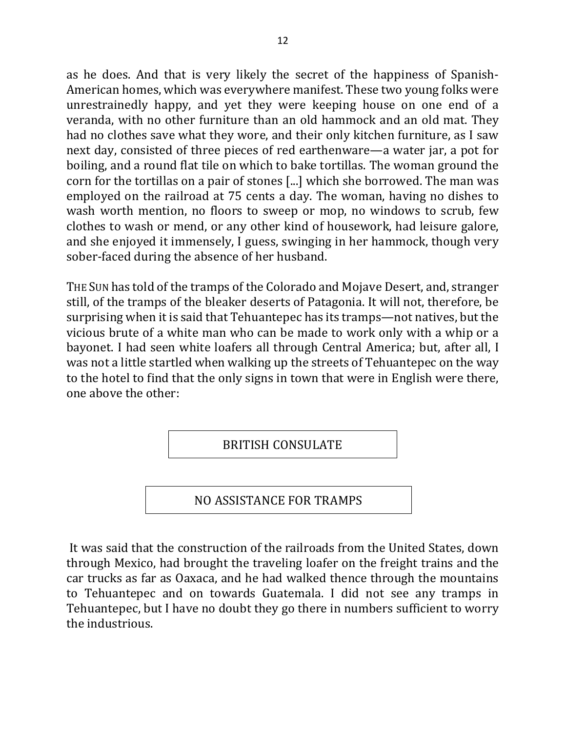as he does. And that is very likely the secret of the happiness of Spanish-American homes, which was everywhere manifest. These two young folks were unrestrainedly happy, and yet they were keeping house on one end of a veranda, with no other furniture than an old hammock and an old mat. They had no clothes save what they wore, and their only kitchen furniture, as I saw next day, consisted of three pieces of red earthenware—a water jar, a pot for boiling, and a round flat tile on which to bake tortillas. The woman ground the corn for the tortillas on a pair of stones [...] which she borrowed. The man was employed on the railroad at 75 cents a day. The woman, having no dishes to wash worth mention, no floors to sweep or mop, no windows to scrub, few clothes to wash or mend, or any other kind of housework, had leisure galore, and she enjoyed it immensely, I guess, swinging in her hammock, though very sober-faced during the absence of her husband.

THE SUN has told of the tramps of the Colorado and Mojave Desert, and, stranger still, of the tramps of the bleaker deserts of Patagonia. It will not, therefore, be surprising when it is said that Tehuantepec has its tramps—not natives, but the vicious brute of a white man who can be made to work only with a whip or a bayonet. I had seen white loafers all through Central America; but, after all, I was not a little startled when walking up the streets of Tehuantepec on the way to the hotel to find that the only signs in town that were in English were there, one above the other:

BRITISH CONSULATE

NO ASSISTANCE FOR TRAMPS

It was said that the construction of the railroads from the United States, down through Mexico, had brought the traveling loafer on the freight trains and the car trucks as far as Oaxaca, and he had walked thence through the mountains to Tehuantepec and on towards Guatemala. I did not see any tramps in Tehuantepec, but I have no doubt they go there in numbers sufficient to worry the industrious.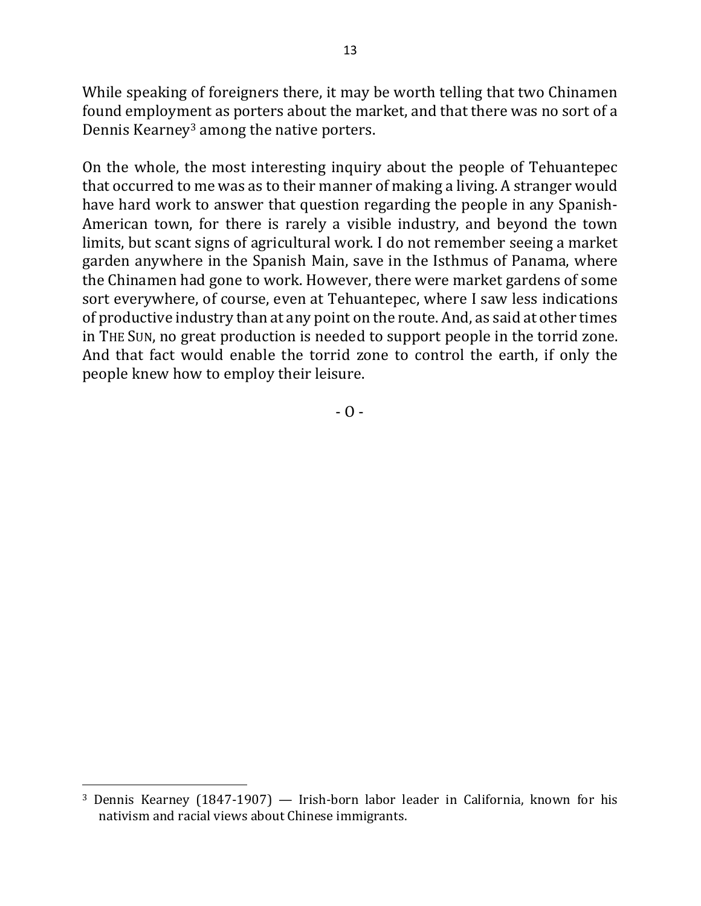While speaking of foreigners there, it may be worth telling that two Chinamen found employment as porters about the market, and that there was no sort of a Dennis Kearney[3] among the native porters.

On the whole, the most interesting inquiry about the people of Tehuantepec that occurred to me was as to their manner of making a living. A stranger would have hard work to answer that question regarding the people in any Spanish-American town, for there is rarely a visible industry, and beyond the town limits, but scant signs of agricultural work. I do not remember seeing a market garden anywhere in the Spanish Main, save in the Isthmus of Panama, where the Chinamen had gone to work. However, there were market gardens of some sort everywhere, of course, even at Tehuantepec, where I saw less indications of productive industry than at any point on the route. And, as said at other times in THE SUN, no great production is needed to support people in the torrid zone. And that fact would enable the torrid zone to control the earth, if only the people knew how to employ their leisure.

- O -

[3] Dennis Kearney (1847-1907) — Irish-born labor leader in California, known for his nativism and racial views about Chinese immigrants.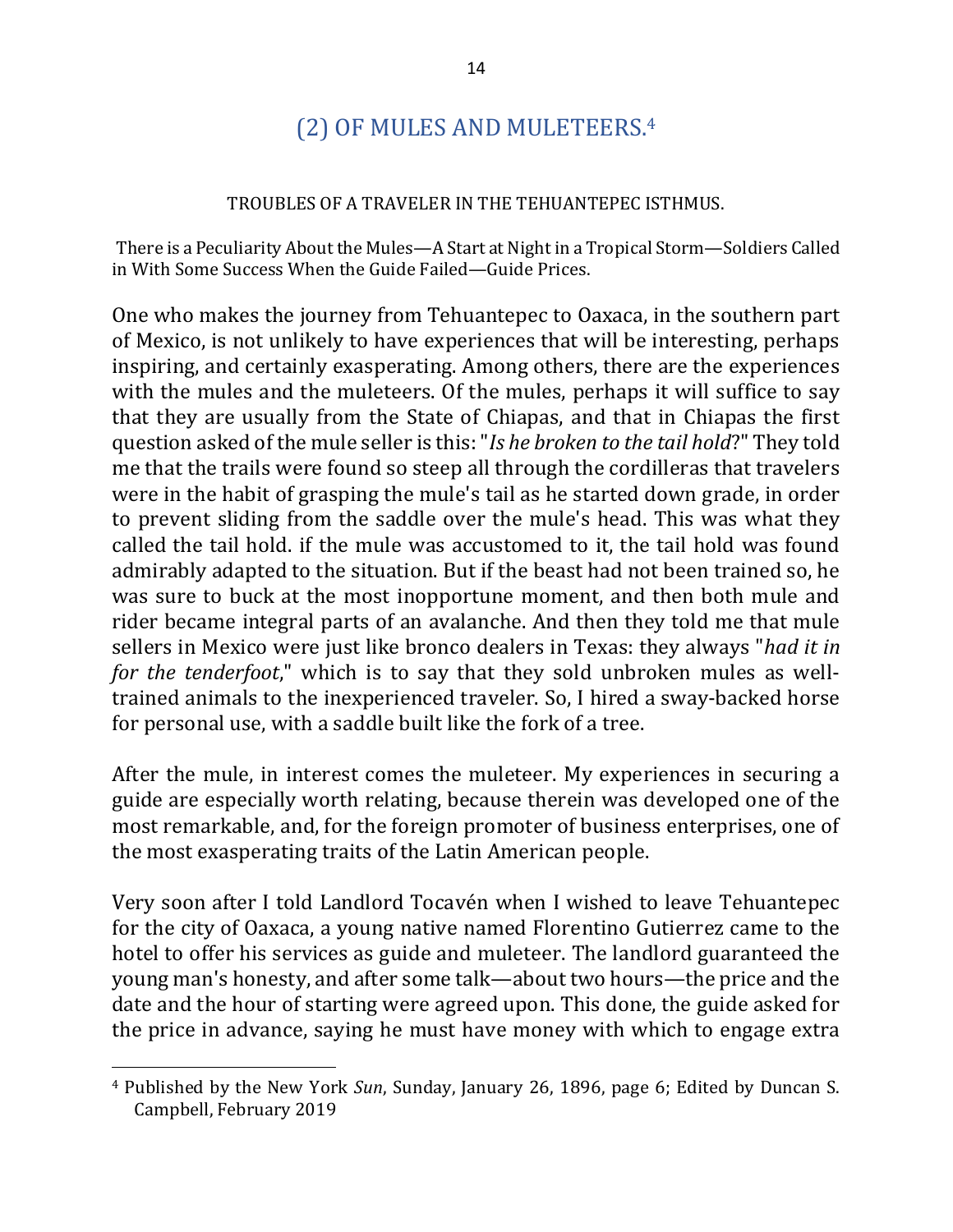## (2) OF MULES AND MULETEERS.[4]

TROUBLES OF A TRAVELER IN THE TEHUANTEPEC ISTHMUS.

There is a Peculiarity About the Mules—A Start at Night in a Tropical Storm—Soldiers Called in With Some Success When the Guide Failed—Guide Prices.

One who makes the journey from Tehuantepec to Oaxaca, in the southern part of Mexico, is not unlikely to have experiences that will be interesting, perhaps inspiring, and certainly exasperating. Among others, there are the experiences with the mules and the muleteers. Of the mules, perhaps it will suffice to say that they are usually from the State of Chiapas, and that in Chiapas the first question asked of the mule seller is this: "*Is he broken to the tail hold*?" They told me that the trails were found so steep all through the cordilleras that travelers were in the habit of grasping the mule's tail as he started down grade, in order to prevent sliding from the saddle over the mule's head. This was what they called the tail hold. if the mule was accustomed to it, the tail hold was found admirably adapted to the situation. But if the beast had not been trained so, he was sure to buck at the most inopportune moment, and then both mule and rider became integral parts of an avalanche. And then they told me that mule sellers in Mexico were just like bronco dealers in Texas: they always "*had it in for the tenderfoot*," which is to say that they sold unbroken mules as well-trained animals to the inexperienced traveler. So, I hired a sway-backed horse for personal use, with a saddle built like the fork of a tree.

After the mule, in interest comes the muleteer. My experiences in securing a guide are especially worth relating, because therein was developed one of the most remarkable, and, for the foreign promoter of business enterprises, one of the most exasperating traits of the Latin American people.

Very soon after I told Landlord Tocavén when I wished to leave Tehuantepec for the city of Oaxaca, a young native named Florentino Gutierrez came to the hotel to offer his services as guide and muleteer. The landlord guaranteed the young man's honesty, and after some talk—about two hours—the price and the date and the hour of starting were agreed upon. This done, the guide asked for the price in advance, saying he must have money with which to engage extra

[4] Published by the New York *Sun*, Sunday, January 26, 1896, page 6; Edited by Duncan S. Campbell, February 2019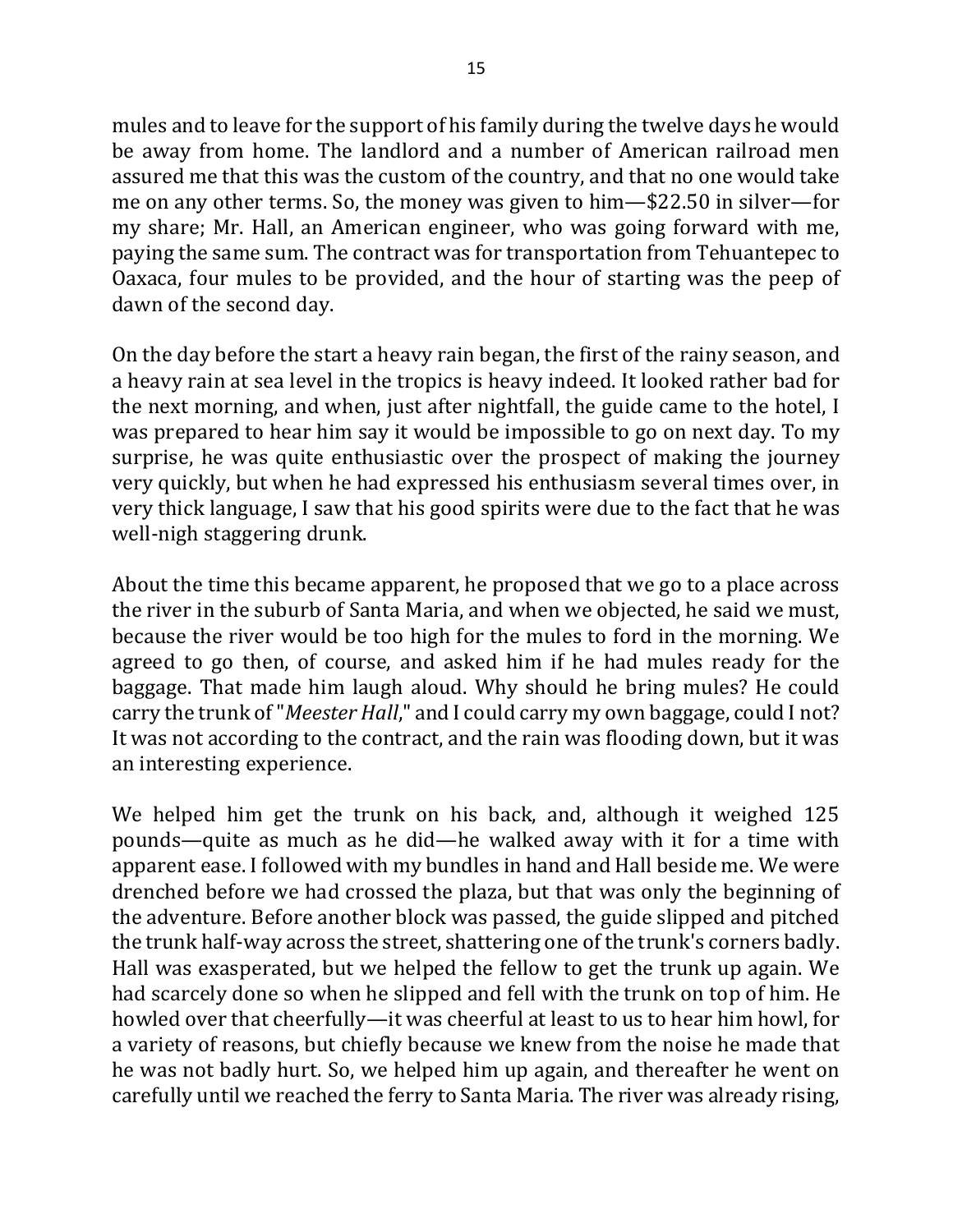mules and to leave for the support of his family during the twelve days he would be away from home. The landlord and a number of American railroad men assured me that this was the custom of the country, and that no one would take me on any other terms. So, the money was given to him—$22.50 in silver—for my share; Mr. Hall, an American engineer, who was going forward with me, paying the same sum. The contract was for transportation from Tehuantepec to Oaxaca, four mules to be provided, and the hour of starting was the peep of dawn of the second day.

On the day before the start a heavy rain began, the first of the rainy season, and a heavy rain at sea level in the tropics is heavy indeed. It looked rather bad for the next morning, and when, just after nightfall, the guide came to the hotel, I was prepared to hear him say it would be impossible to go on next day. To my surprise, he was quite enthusiastic over the prospect of making the journey very quickly, but when he had expressed his enthusiasm several times over, in very thick language, I saw that his good spirits were due to the fact that he was well-nigh staggering drunk.

About the time this became apparent, he proposed that we go to a place across the river in the suburb of Santa Maria, and when we objected, he said we must, because the river would be too high for the mules to ford in the morning. We agreed to go then, of course, and asked him if he had mules ready for the baggage. That made him laugh aloud. Why should he bring mules? He could carry the trunk of "*Meester Hall*," and I could carry my own baggage, could I not? It was not according to the contract, and the rain was flooding down, but it was an interesting experience.

We helped him get the trunk on his back, and, although it weighed 125 pounds—quite as much as he did—he walked away with it for a time with apparent ease. I followed with my bundles in hand and Hall beside me. We were drenched before we had crossed the plaza, but that was only the beginning of the adventure. Before another block was passed, the guide slipped and pitched the trunk half-way across the street, shattering one of the trunk's corners badly. Hall was exasperated, but we helped the fellow to get the trunk up again. We had scarcely done so when he slipped and fell with the trunk on top of him. He howled over that cheerfully—it was cheerful at least to us to hear him howl, for a variety of reasons, but chiefly because we knew from the noise he made that he was not badly hurt. So, we helped him up again, and thereafter he went on carefully until we reached the ferry to Santa Maria. The river was already rising,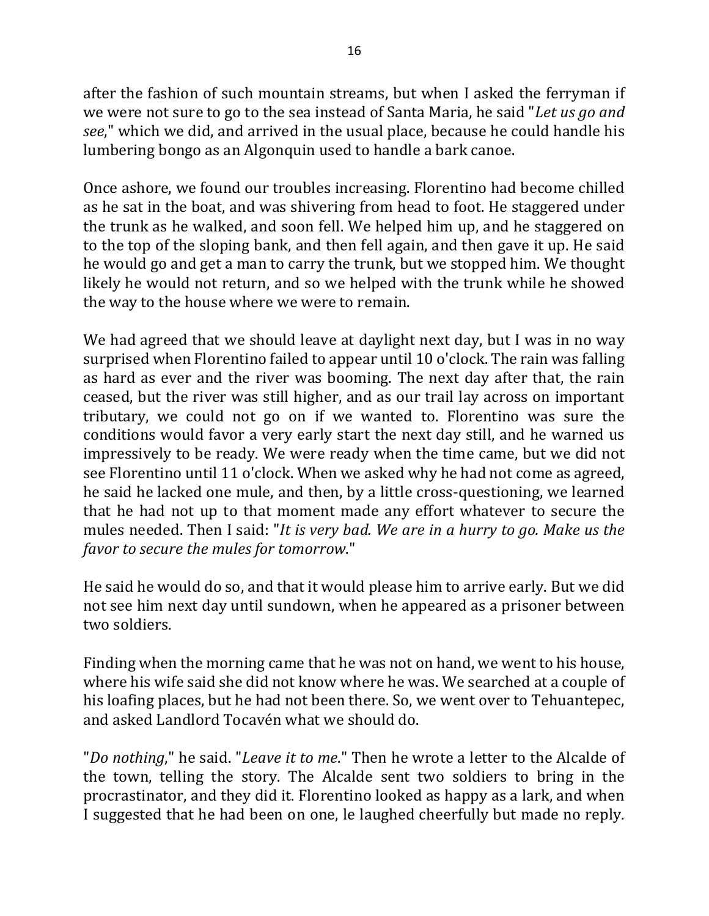after the fashion of such mountain streams, but when I asked the ferryman if we were not sure to go to the sea instead of Santa Maria, he said "*Let us go and see*," which we did, and arrived in the usual place, because he could handle his lumbering bongo as an Algonquin used to handle a bark canoe.

Once ashore, we found our troubles increasing. Florentino had become chilled as he sat in the boat, and was shivering from head to foot. He staggered under the trunk as he walked, and soon fell. We helped him up, and he staggered on to the top of the sloping bank, and then fell again, and then gave it up. He said he would go and get a man to carry the trunk, but we stopped him. We thought likely he would not return, and so we helped with the trunk while he showed the way to the house where we were to remain.

We had agreed that we should leave at daylight next day, but I was in no way surprised when Florentino failed to appear until 10 o'clock. The rain was falling as hard as ever and the river was booming. The next day after that, the rain ceased, but the river was still higher, and as our trail lay across on important tributary, we could not go on if we wanted to. Florentino was sure the conditions would favor a very early start the next day still, and he warned us impressively to be ready. We were ready when the time came, but we did not see Florentino until 11 o'clock. When we asked why he had not come as agreed, he said he lacked one mule, and then, by a little cross-questioning, we learned that he had not up to that moment made any effort whatever to secure the mules needed. Then I said: "*It is very bad. We are in a hurry to go. Make us the favor to secure the mules for tomorrow*."

He said he would do so, and that it would please him to arrive early. But we did not see him next day until sundown, when he appeared as a prisoner between two soldiers.

Finding when the morning came that he was not on hand, we went to his house, where his wife said she did not know where he was. We searched at a couple of his loafing places, but he had not been there. So, we went over to Tehuantepec, and asked Landlord Tocavén what we should do.

"*Do nothing*," he said. "*Leave it to me*." Then he wrote a letter to the Alcalde of the town, telling the story. The Alcalde sent two soldiers to bring in the procrastinator, and they did it. Florentino looked as happy as a lark, and when I suggested that he had been on one, le laughed cheerfully but made no reply.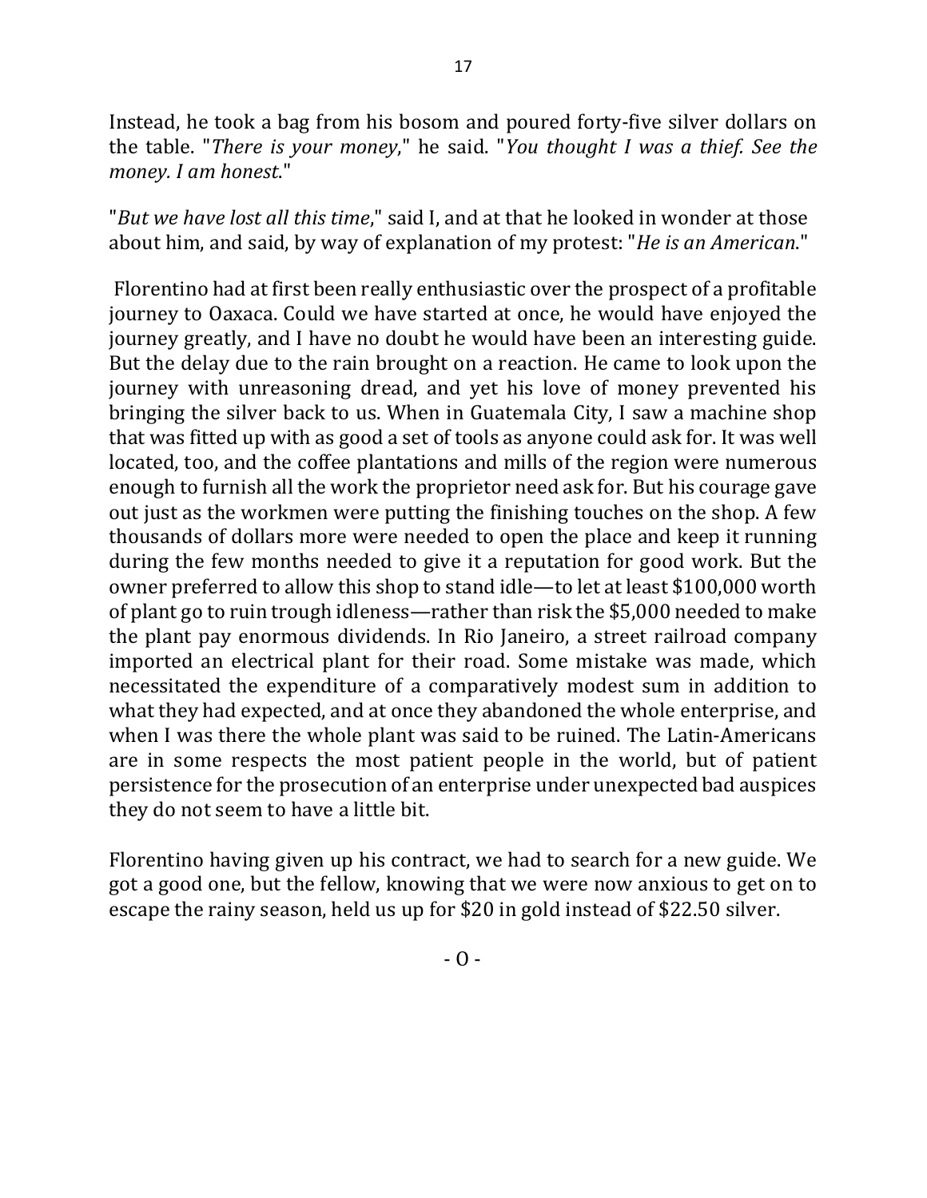Instead, he took a bag from his bosom and poured forty-five silver dollars on the table. "*There is your money*," he said. "*You thought I was a thief. See the money. I am honest*."

"*But we have lost all this time*," said I, and at that he looked in wonder at those about him, and said, by way of explanation of my protest: "*He is an American*."

Florentino had at first been really enthusiastic over the prospect of a profitable journey to Oaxaca. Could we have started at once, he would have enjoyed the journey greatly, and I have no doubt he would have been an interesting guide. But the delay due to the rain brought on a reaction. He came to look upon the journey with unreasoning dread, and yet his love of money prevented his bringing the silver back to us. When in Guatemala City, I saw a machine shop that was fitted up with as good a set of tools as anyone could ask for. It was well located, too, and the coffee plantations and mills of the region were numerous enough to furnish all the work the proprietor need ask for. But his courage gave out just as the workmen were putting the finishing touches on the shop. A few thousands of dollars more were needed to open the place and keep it running during the few months needed to give it a reputation for good work. But the owner preferred to allow this shop to stand idle—to let at least $100,000 worth of plant go to ruin trough idleness—rather than risk the $5,000 needed to make the plant pay enormous dividends. In Rio Janeiro, a street railroad company imported an electrical plant for their road. Some mistake was made, which necessitated the expenditure of a comparatively modest sum in addition to what they had expected, and at once they abandoned the whole enterprise, and when I was there the whole plant was said to be ruined. The Latin-Americans are in some respects the most patient people in the world, but of patient persistence for the prosecution of an enterprise under unexpected bad auspices they do not seem to have a little bit.

Florentino having given up his contract, we had to search for a new guide. We got a good one, but the fellow, knowing that we were now anxious to get on to escape the rainy season, held us up for $20 in gold instead of $22.50 silver.

- O -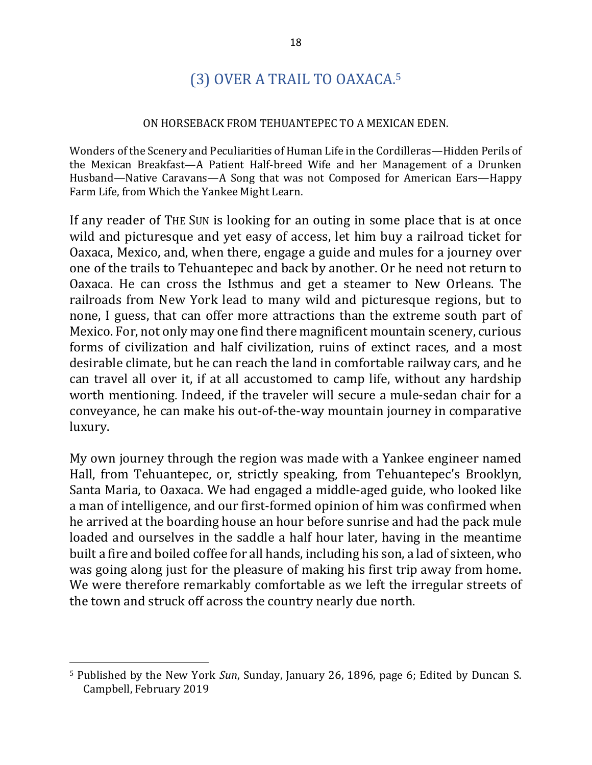## (3) OVER A TRAIL TO OAXACA.[5]

ON HORSEBACK FROM TEHUANTEPEC TO A MEXICAN EDEN.

Wonders of the Scenery and Peculiarities of Human Life in the Cordilleras—Hidden Perils of the Mexican Breakfast—A Patient Half-breed Wife and her Management of a Drunken Husband—Native Caravans—A Song that was not Composed for American Ears—Happy Farm Life, from Which the Yankee Might Learn.

If any reader of THE SUN is looking for an outing in some place that is at once wild and picturesque and yet easy of access, let him buy a railroad ticket for Oaxaca, Mexico, and, when there, engage a guide and mules for a journey over one of the trails to Tehuantepec and back by another. Or he need not return to Oaxaca. He can cross the Isthmus and get a steamer to New Orleans. The railroads from New York lead to many wild and picturesque regions, but to none, I guess, that can offer more attractions than the extreme south part of Mexico. For, not only may one find there magnificent mountain scenery, curious forms of civilization and half civilization, ruins of extinct races, and a most desirable climate, but he can reach the land in comfortable railway cars, and he can travel all over it, if at all accustomed to camp life, without any hardship worth mentioning. Indeed, if the traveler will secure a mule-sedan chair for a conveyance, he can make his out-of-the-way mountain journey in comparative luxury.

My own journey through the region was made with a Yankee engineer named Hall, from Tehuantepec, or, strictly speaking, from Tehuantepec's Brooklyn, Santa Maria, to Oaxaca. We had engaged a middle-aged guide, who looked like a man of intelligence, and our first-formed opinion of him was confirmed when he arrived at the boarding house an hour before sunrise and had the pack mule loaded and ourselves in the saddle a half hour later, having in the meantime built a fire and boiled coffee for all hands, including his son, a lad of sixteen, who was going along just for the pleasure of making his first trip away from home. We were therefore remarkably comfortable as we left the irregular streets of the town and struck off across the country nearly due north.

---

[5] Published by the New York *Sun*, Sunday, January 26, 1896, page 6; Edited by Duncan S. Campbell, February 2019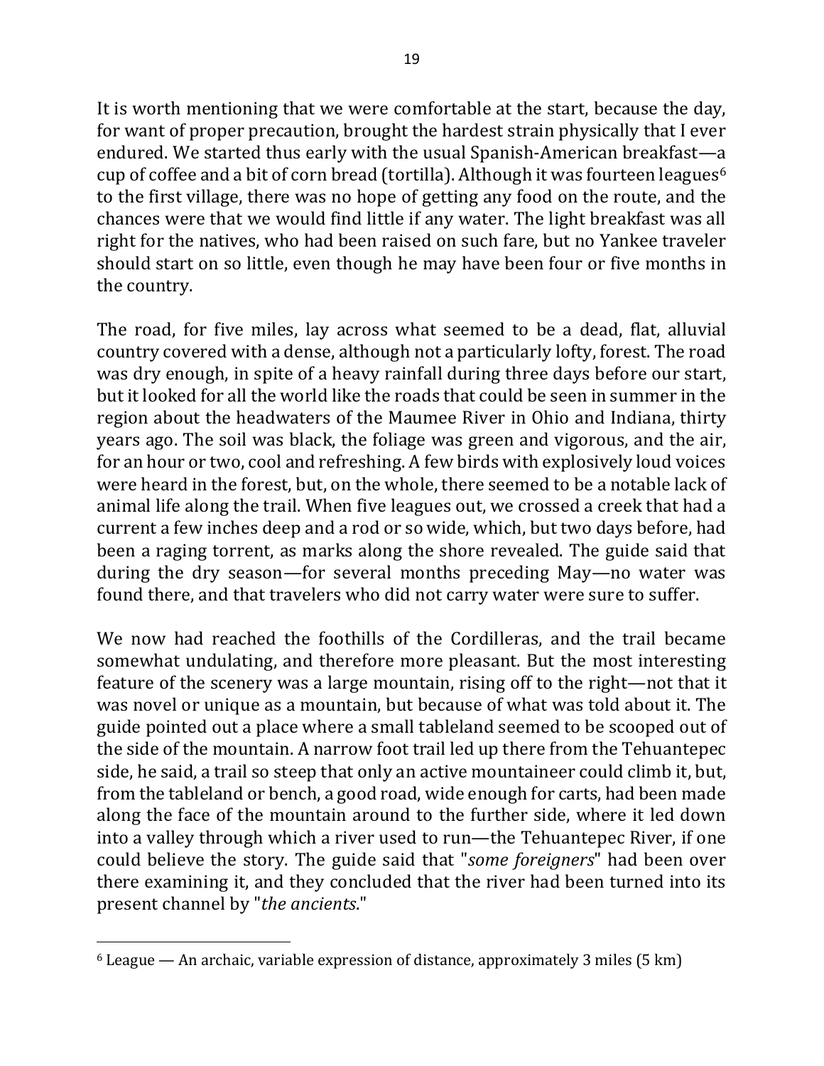It is worth mentioning that we were comfortable at the start, because the day, for want of proper precaution, brought the hardest strain physically that I ever endured. We started thus early with the usual Spanish-American breakfast—a cup of coffee and a bit of corn bread (tortilla). Although it was fourteen leagues[6] to the first village, there was no hope of getting any food on the route, and the chances were that we would find little if any water. The light breakfast was all right for the natives, who had been raised on such fare, but no Yankee traveler should start on so little, even though he may have been four or five months in the country.

The road, for five miles, lay across what seemed to be a dead, flat, alluvial country covered with a dense, although not a particularly lofty, forest. The road was dry enough, in spite of a heavy rainfall during three days before our start, but it looked for all the world like the roads that could be seen in summer in the region about the headwaters of the Maumee River in Ohio and Indiana, thirty years ago. The soil was black, the foliage was green and vigorous, and the air, for an hour or two, cool and refreshing. A few birds with explosively loud voices were heard in the forest, but, on the whole, there seemed to be a notable lack of animal life along the trail. When five leagues out, we crossed a creek that had a current a few inches deep and a rod or so wide, which, but two days before, had been a raging torrent, as marks along the shore revealed. The guide said that during the dry season—for several months preceding May—no water was found there, and that travelers who did not carry water were sure to suffer.

We now had reached the foothills of the Cordilleras, and the trail became somewhat undulating, and therefore more pleasant. But the most interesting feature of the scenery was a large mountain, rising off to the right—not that it was novel or unique as a mountain, but because of what was told about it. The guide pointed out a place where a small tableland seemed to be scooped out of the side of the mountain. A narrow foot trail led up there from the Tehuantepec side, he said, a trail so steep that only an active mountaineer could climb it, but, from the tableland or bench, a good road, wide enough for carts, had been made along the face of the mountain around to the further side, where it led down into a valley through which a river used to run—the Tehuantepec River, if one could believe the story. The guide said that "*some foreigners*" had been over there examining it, and they concluded that the river had been turned into its present channel by "*the ancients*."

[6] League — An archaic, variable expression of distance, approximately 3 miles (5 km)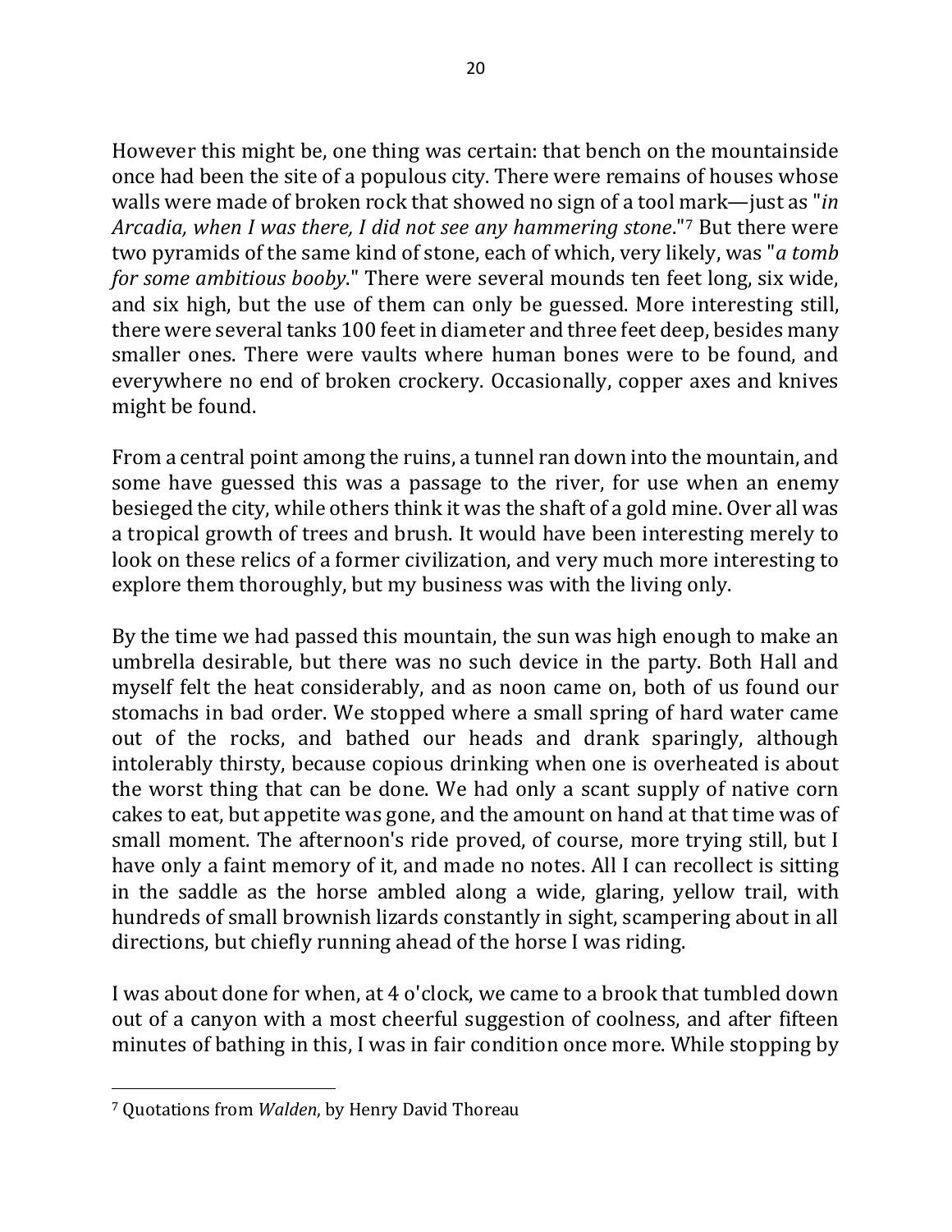However this might be, one thing was certain: that bench on the mountainside once had been the site of a populous city. There were remains of houses whose walls were made of broken rock that showed no sign of a tool mark—just as "*in Arcadia, when I was there, I did not see any hammering stone*."[7] But there were two pyramids of the same kind of stone, each of which, very likely, was "*a tomb for some ambitious booby*." There were several mounds ten feet long, six wide, and six high, but the use of them can only be guessed. More interesting still, there were several tanks 100 feet in diameter and three feet deep, besides many smaller ones. There were vaults where human bones were to be found, and everywhere no end of broken crockery. Occasionally, copper axes and knives might be found.

From a central point among the ruins, a tunnel ran down into the mountain, and some have guessed this was a passage to the river, for use when an enemy besieged the city, while others think it was the shaft of a gold mine. Over all was a tropical growth of trees and brush. It would have been interesting merely to look on these relics of a former civilization, and very much more interesting to explore them thoroughly, but my business was with the living only.

By the time we had passed this mountain, the sun was high enough to make an umbrella desirable, but there was no such device in the party. Both Hall and myself felt the heat considerably, and as noon came on, both of us found our stomachs in bad order. We stopped where a small spring of hard water came out of the rocks, and bathed our heads and drank sparingly, although intolerably thirsty, because copious drinking when one is overheated is about the worst thing that can be done. We had only a scant supply of native corn cakes to eat, but appetite was gone, and the amount on hand at that time was of small moment. The afternoon's ride proved, of course, more trying still, but I have only a faint memory of it, and made no notes. All I can recollect is sitting in the saddle as the horse ambled along a wide, glaring, yellow trail, with hundreds of small brownish lizards constantly in sight, scampering about in all directions, but chiefly running ahead of the horse I was riding.

I was about done for when, at 4 o'clock, we came to a brook that tumbled down out of a canyon with a most cheerful suggestion of coolness, and after fifteen minutes of bathing in this, I was in fair condition once more. While stopping by

[7] Quotations from *Walden*, by Henry David Thoreau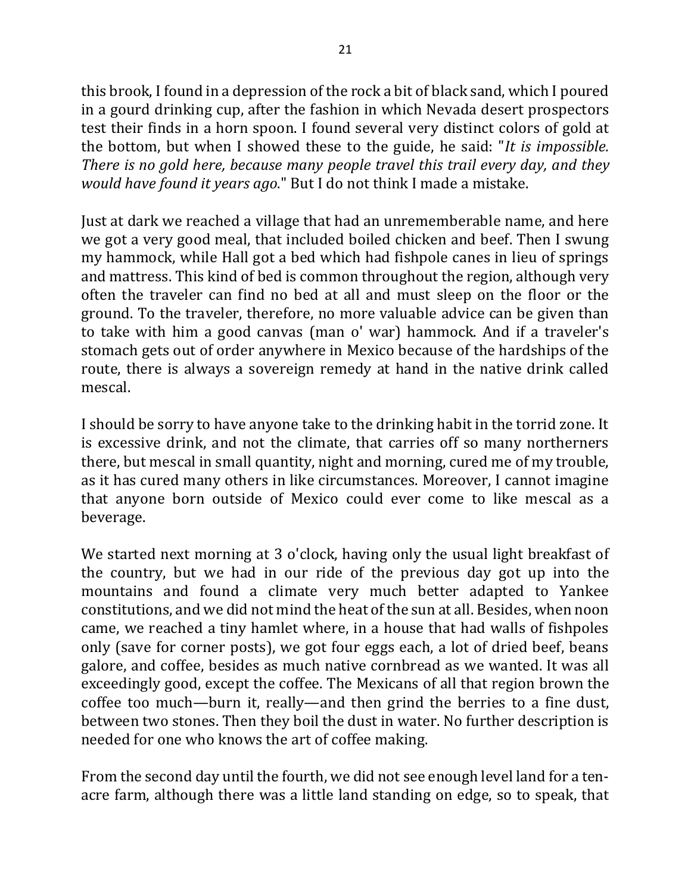this brook, I found in a depression of the rock a bit of black sand, which I poured in a gourd drinking cup, after the fashion in which Nevada desert prospectors test their finds in a horn spoon. I found several very distinct colors of gold at the bottom, but when I showed these to the guide, he said: "*It is impossible. There is no gold here, because many people travel this trail every day, and they would have found it years ago*." But I do not think I made a mistake.

Just at dark we reached a village that had an unrememberable name, and here we got a very good meal, that included boiled chicken and beef. Then I swung my hammock, while Hall got a bed which had fishpole canes in lieu of springs and mattress. This kind of bed is common throughout the region, although very often the traveler can find no bed at all and must sleep on the floor or the ground. To the traveler, therefore, no more valuable advice can be given than to take with him a good canvas (man o' war) hammock. And if a traveler's stomach gets out of order anywhere in Mexico because of the hardships of the route, there is always a sovereign remedy at hand in the native drink called mescal.

I should be sorry to have anyone take to the drinking habit in the torrid zone. It is excessive drink, and not the climate, that carries off so many northerners there, but mescal in small quantity, night and morning, cured me of my trouble, as it has cured many others in like circumstances. Moreover, I cannot imagine that anyone born outside of Mexico could ever come to like mescal as a beverage.

We started next morning at 3 o'clock, having only the usual light breakfast of the country, but we had in our ride of the previous day got up into the mountains and found a climate very much better adapted to Yankee constitutions, and we did not mind the heat of the sun at all. Besides, when noon came, we reached a tiny hamlet where, in a house that had walls of fishpoles only (save for corner posts), we got four eggs each, a lot of dried beef, beans galore, and coffee, besides as much native cornbread as we wanted. It was all exceedingly good, except the coffee. The Mexicans of all that region brown the coffee too much—burn it, really—and then grind the berries to a fine dust, between two stones. Then they boil the dust in water. No further description is needed for one who knows the art of coffee making.

From the second day until the fourth, we did not see enough level land for a ten-acre farm, although there was a little land standing on edge, so to speak, that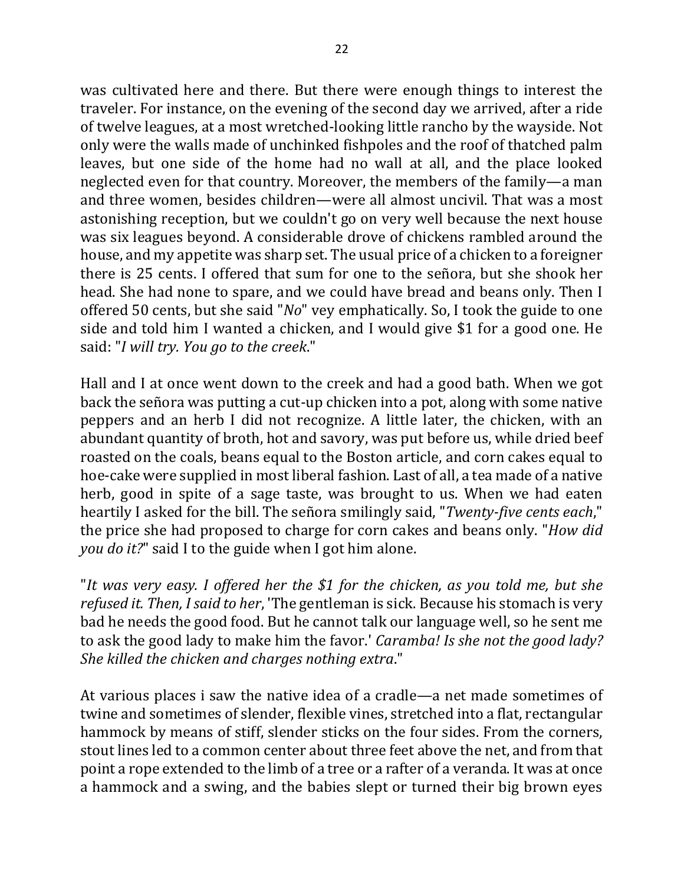was cultivated here and there. But there were enough things to interest the traveler. For instance, on the evening of the second day we arrived, after a ride of twelve leagues, at a most wretched-looking little rancho by the wayside. Not only were the walls made of unchinked fishpoles and the roof of thatched palm leaves, but one side of the home had no wall at all, and the place looked neglected even for that country. Moreover, the members of the family—a man and three women, besides children—were all almost uncivil. That was a most astonishing reception, but we couldn't go on very well because the next house was six leagues beyond. A considerable drove of chickens rambled around the house, and my appetite was sharp set. The usual price of a chicken to a foreigner there is 25 cents. I offered that sum for one to the señora, but she shook her head. She had none to spare, and we could have bread and beans only. Then I offered 50 cents, but she said "*No*" vey emphatically. So, I took the guide to one side and told him I wanted a chicken, and I would give $1 for a good one. He said: "*I will try. You go to the creek*."

Hall and I at once went down to the creek and had a good bath. When we got back the señora was putting a cut-up chicken into a pot, along with some native peppers and an herb I did not recognize. A little later, the chicken, with an abundant quantity of broth, hot and savory, was put before us, while dried beef roasted on the coals, beans equal to the Boston article, and corn cakes equal to hoe-cake were supplied in most liberal fashion. Last of all, a tea made of a native herb, good in spite of a sage taste, was brought to us. When we had eaten heartily I asked for the bill. The señora smilingly said, "*Twenty-five cents each*," the price she had proposed to charge for corn cakes and beans only. "*How did you do it?*" said I to the guide when I got him alone.

"*It was very easy. I offered her the $1 for the chicken, as you told me, but she refused it. Then, I said to her*, 'The gentleman is sick. Because his stomach is very bad he needs the good food. But he cannot talk our language well, so he sent me to ask the good lady to make him the favor.' *Caramba! Is she not the good lady? She killed the chicken and charges nothing extra*."

At various places i saw the native idea of a cradle—a net made sometimes of twine and sometimes of slender, flexible vines, stretched into a flat, rectangular hammock by means of stiff, slender sticks on the four sides. From the corners, stout lines led to a common center about three feet above the net, and from that point a rope extended to the limb of a tree or a rafter of a veranda. It was at once a hammock and a swing, and the babies slept or turned their big brown eyes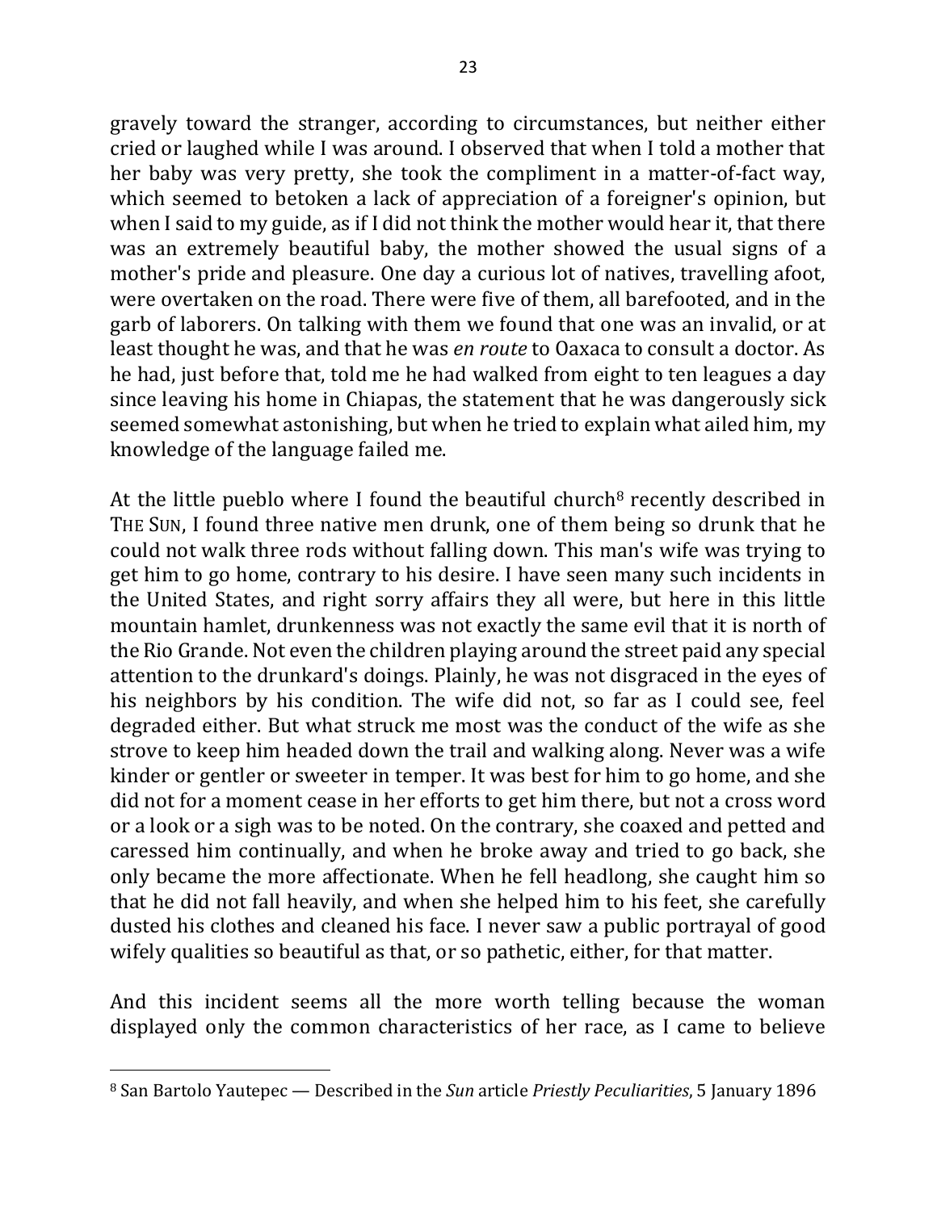gravely toward the stranger, according to circumstances, but neither either cried or laughed while I was around. I observed that when I told a mother that her baby was very pretty, she took the compliment in a matter-of-fact way, which seemed to betoken a lack of appreciation of a foreigner's opinion, but when I said to my guide, as if I did not think the mother would hear it, that there was an extremely beautiful baby, the mother showed the usual signs of a mother's pride and pleasure. One day a curious lot of natives, travelling afoot, were overtaken on the road. There were five of them, all barefooted, and in the garb of laborers. On talking with them we found that one was an invalid, or at least thought he was, and that he was *en route* to Oaxaca to consult a doctor. As he had, just before that, told me he had walked from eight to ten leagues a day since leaving his home in Chiapas, the statement that he was dangerously sick seemed somewhat astonishing, but when he tried to explain what ailed him, my knowledge of the language failed me.

At the little pueblo where I found the beautiful church[8] recently described in THE SUN, I found three native men drunk, one of them being so drunk that he could not walk three rods without falling down. This man's wife was trying to get him to go home, contrary to his desire. I have seen many such incidents in the United States, and right sorry affairs they all were, but here in this little mountain hamlet, drunkenness was not exactly the same evil that it is north of the Rio Grande. Not even the children playing around the street paid any special attention to the drunkard's doings. Plainly, he was not disgraced in the eyes of his neighbors by his condition. The wife did not, so far as I could see, feel degraded either. But what struck me most was the conduct of the wife as she strove to keep him headed down the trail and walking along. Never was a wife kinder or gentler or sweeter in temper. It was best for him to go home, and she did not for a moment cease in her efforts to get him there, but not a cross word or a look or a sigh was to be noted. On the contrary, she coaxed and petted and caressed him continually, and when he broke away and tried to go back, she only became the more affectionate. When he fell headlong, she caught him so that he did not fall heavily, and when she helped him to his feet, she carefully dusted his clothes and cleaned his face. I never saw a public portrayal of good wifely qualities so beautiful as that, or so pathetic, either, for that matter.

And this incident seems all the more worth telling because the woman displayed only the common characteristics of her race, as I came to believe

---

[8] San Bartolo Yautepec — Described in the *Sun* article *Priestly Peculiarities*, 5 January 1896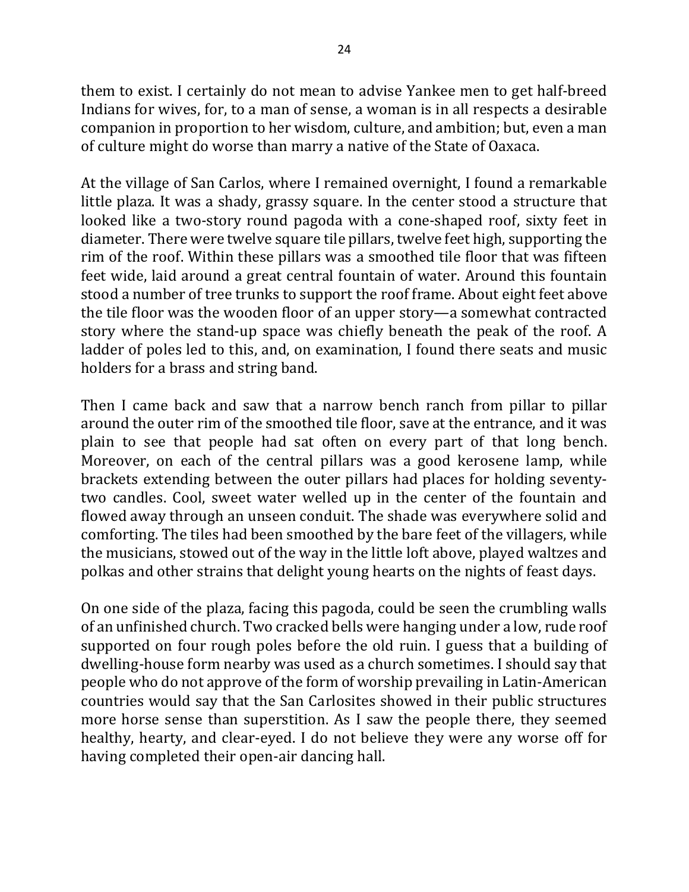them to exist. I certainly do not mean to advise Yankee men to get half-breed Indians for wives, for, to a man of sense, a woman is in all respects a desirable companion in proportion to her wisdom, culture, and ambition; but, even a man of culture might do worse than marry a native of the State of Oaxaca.

At the village of San Carlos, where I remained overnight, I found a remarkable little plaza. It was a shady, grassy square. In the center stood a structure that looked like a two-story round pagoda with a cone-shaped roof, sixty feet in diameter. There were twelve square tile pillars, twelve feet high, supporting the rim of the roof. Within these pillars was a smoothed tile floor that was fifteen feet wide, laid around a great central fountain of water. Around this fountain stood a number of tree trunks to support the roof frame. About eight feet above the tile floor was the wooden floor of an upper story—a somewhat contracted story where the stand-up space was chiefly beneath the peak of the roof. A ladder of poles led to this, and, on examination, I found there seats and music holders for a brass and string band.

Then I came back and saw that a narrow bench ranch from pillar to pillar around the outer rim of the smoothed tile floor, save at the entrance, and it was plain to see that people had sat often on every part of that long bench. Moreover, on each of the central pillars was a good kerosene lamp, while brackets extending between the outer pillars had places for holding seventy-two candles. Cool, sweet water welled up in the center of the fountain and flowed away through an unseen conduit. The shade was everywhere solid and comforting. The tiles had been smoothed by the bare feet of the villagers, while the musicians, stowed out of the way in the little loft above, played waltzes and polkas and other strains that delight young hearts on the nights of feast days.

On one side of the plaza, facing this pagoda, could be seen the crumbling walls of an unfinished church. Two cracked bells were hanging under a low, rude roof supported on four rough poles before the old ruin. I guess that a building of dwelling-house form nearby was used as a church sometimes. I should say that people who do not approve of the form of worship prevailing in Latin-American countries would say that the San Carlosites showed in their public structures more horse sense than superstition. As I saw the people there, they seemed healthy, hearty, and clear-eyed. I do not believe they were any worse off for having completed their open-air dancing hall.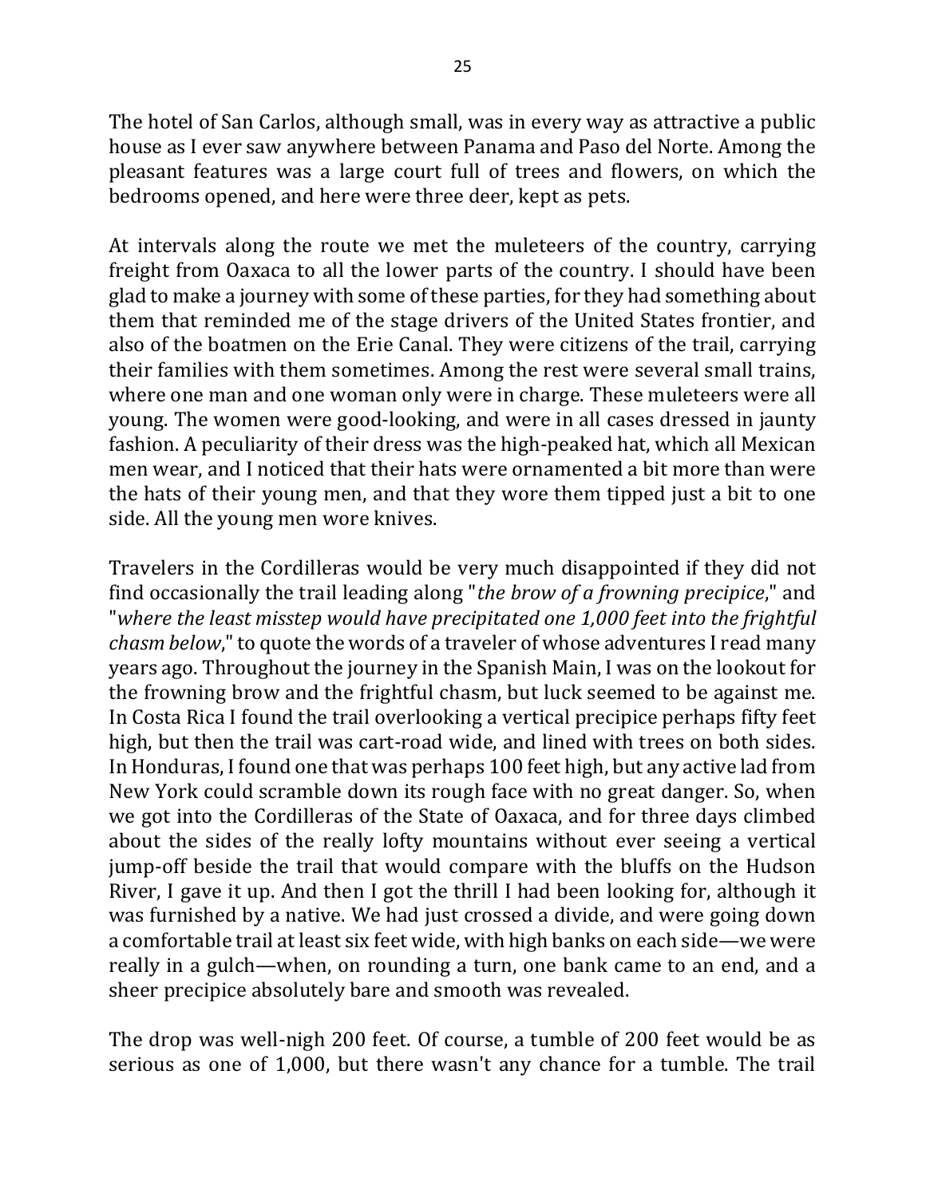The hotel of San Carlos, although small, was in every way as attractive a public house as I ever saw anywhere between Panama and Paso del Norte. Among the pleasant features was a large court full of trees and flowers, on which the bedrooms opened, and here were three deer, kept as pets.

At intervals along the route we met the muleteers of the country, carrying freight from Oaxaca to all the lower parts of the country. I should have been glad to make a journey with some of these parties, for they had something about them that reminded me of the stage drivers of the United States frontier, and also of the boatmen on the Erie Canal. They were citizens of the trail, carrying their families with them sometimes. Among the rest were several small trains, where one man and one woman only were in charge. These muleteers were all young. The women were good-looking, and were in all cases dressed in jaunty fashion. A peculiarity of their dress was the high-peaked hat, which all Mexican men wear, and I noticed that their hats were ornamented a bit more than were the hats of their young men, and that they wore them tipped just a bit to one side. All the young men wore knives.

Travelers in the Cordilleras would be very much disappointed if they did not find occasionally the trail leading along "*the brow of a frowning precipice*," and "*where the least misstep would have precipitated one 1,000 feet into the frightful chasm below*," to quote the words of a traveler of whose adventures I read many years ago. Throughout the journey in the Spanish Main, I was on the lookout for the frowning brow and the frightful chasm, but luck seemed to be against me. In Costa Rica I found the trail overlooking a vertical precipice perhaps fifty feet high, but then the trail was cart-road wide, and lined with trees on both sides. In Honduras, I found one that was perhaps 100 feet high, but any active lad from New York could scramble down its rough face with no great danger. So, when we got into the Cordilleras of the State of Oaxaca, and for three days climbed about the sides of the really lofty mountains without ever seeing a vertical jump-off beside the trail that would compare with the bluffs on the Hudson River, I gave it up. And then I got the thrill I had been looking for, although it was furnished by a native. We had just crossed a divide, and were going down a comfortable trail at least six feet wide, with high banks on each side—we were really in a gulch—when, on rounding a turn, one bank came to an end, and a sheer precipice absolutely bare and smooth was revealed.

The drop was well-nigh 200 feet. Of course, a tumble of 200 feet would be as serious as one of 1,000, but there wasn't any chance for a tumble. The trail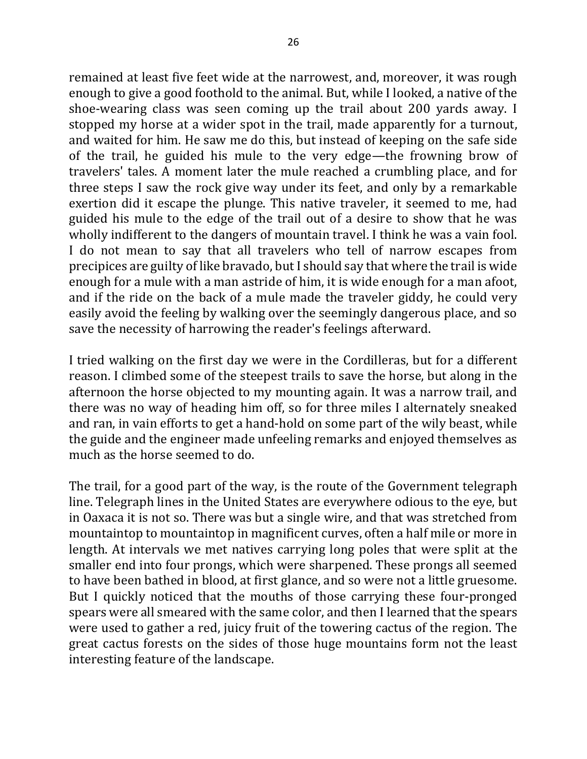remained at least five feet wide at the narrowest, and, moreover, it was rough enough to give a good foothold to the animal. But, while I looked, a native of the shoe-wearing class was seen coming up the trail about 200 yards away. I stopped my horse at a wider spot in the trail, made apparently for a turnout, and waited for him. He saw me do this, but instead of keeping on the safe side of the trail, he guided his mule to the very edge—the frowning brow of travelers' tales. A moment later the mule reached a crumbling place, and for three steps I saw the rock give way under its feet, and only by a remarkable exertion did it escape the plunge. This native traveler, it seemed to me, had guided his mule to the edge of the trail out of a desire to show that he was wholly indifferent to the dangers of mountain travel. I think he was a vain fool. I do not mean to say that all travelers who tell of narrow escapes from precipices are guilty of like bravado, but I should say that where the trail is wide enough for a mule with a man astride of him, it is wide enough for a man afoot, and if the ride on the back of a mule made the traveler giddy, he could very easily avoid the feeling by walking over the seemingly dangerous place, and so save the necessity of harrowing the reader's feelings afterward.

I tried walking on the first day we were in the Cordilleras, but for a different reason. I climbed some of the steepest trails to save the horse, but along in the afternoon the horse objected to my mounting again. It was a narrow trail, and there was no way of heading him off, so for three miles I alternately sneaked and ran, in vain efforts to get a hand-hold on some part of the wily beast, while the guide and the engineer made unfeeling remarks and enjoyed themselves as much as the horse seemed to do.

The trail, for a good part of the way, is the route of the Government telegraph line. Telegraph lines in the United States are everywhere odious to the eye, but in Oaxaca it is not so. There was but a single wire, and that was stretched from mountaintop to mountaintop in magnificent curves, often a half mile or more in length. At intervals we met natives carrying long poles that were split at the smaller end into four prongs, which were sharpened. These prongs all seemed to have been bathed in blood, at first glance, and so were not a little gruesome. But I quickly noticed that the mouths of those carrying these four-pronged spears were all smeared with the same color, and then I learned that the spears were used to gather a red, juicy fruit of the towering cactus of the region. The great cactus forests on the sides of those huge mountains form not the least interesting feature of the landscape.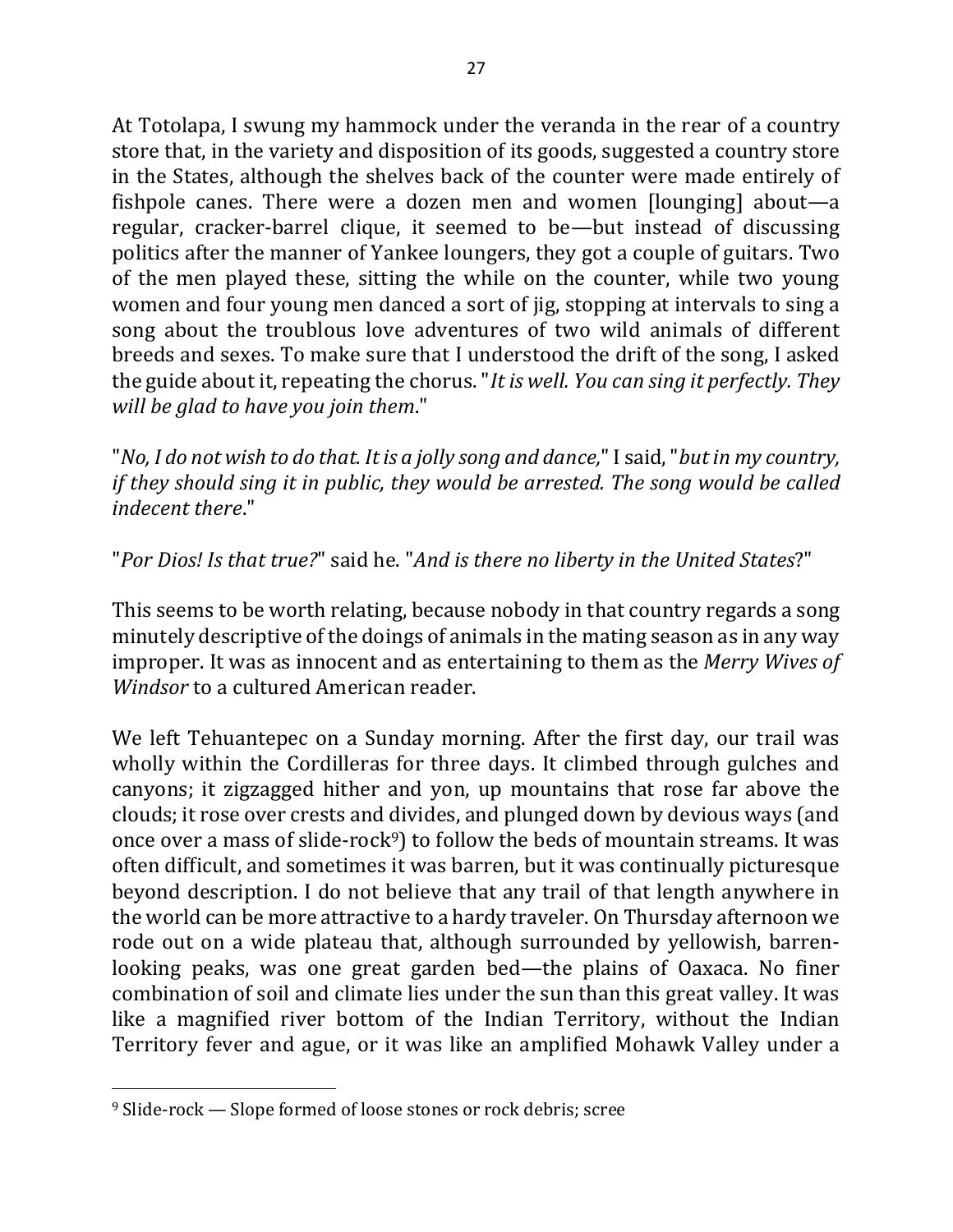At Totolapa, I swung my hammock under the veranda in the rear of a country store that, in the variety and disposition of its goods, suggested a country store in the States, although the shelves back of the counter were made entirely of fishpole canes. There were a dozen men and women [lounging] about—a regular, cracker-barrel clique, it seemed to be—but instead of discussing politics after the manner of Yankee loungers, they got a couple of guitars. Two of the men played these, sitting the while on the counter, while two young women and four young men danced a sort of jig, stopping at intervals to sing a song about the troublous love adventures of two wild animals of different breeds and sexes. To make sure that I understood the drift of the song, I asked the guide about it, repeating the chorus. "*It is well. You can sing it perfectly. They will be glad to have you join them*."

"*No, I do not wish to do that. It is a jolly song and dance,*" I said, "*but in my country, if they should sing it in public, they would be arrested. The song would be called indecent there*."

"*Por Dios! Is that true?*" said he. "*And is there no liberty in the United States*?"

This seems to be worth relating, because nobody in that country regards a song minutely descriptive of the doings of animals in the mating season as in any way improper. It was as innocent and as entertaining to them as the *Merry Wives of Windsor* to a cultured American reader.

We left Tehuantepec on a Sunday morning. After the first day, our trail was wholly within the Cordilleras for three days. It climbed through gulches and canyons; it zigzagged hither and yon, up mountains that rose far above the clouds; it rose over crests and divides, and plunged down by devious ways (and once over a mass of slide-rock[9]) to follow the beds of mountain streams. It was often difficult, and sometimes it was barren, but it was continually picturesque beyond description. I do not believe that any trail of that length anywhere in the world can be more attractive to a hardy traveler. On Thursday afternoon we rode out on a wide plateau that, although surrounded by yellowish, barren-looking peaks, was one great garden bed—the plains of Oaxaca. No finer combination of soil and climate lies under the sun than this great valley. It was like a magnified river bottom of the Indian Territory, without the Indian Territory fever and ague, or it was like an amplified Mohawk Valley under a

---

[9] Slide-rock — Slope formed of loose stones or rock debris; scree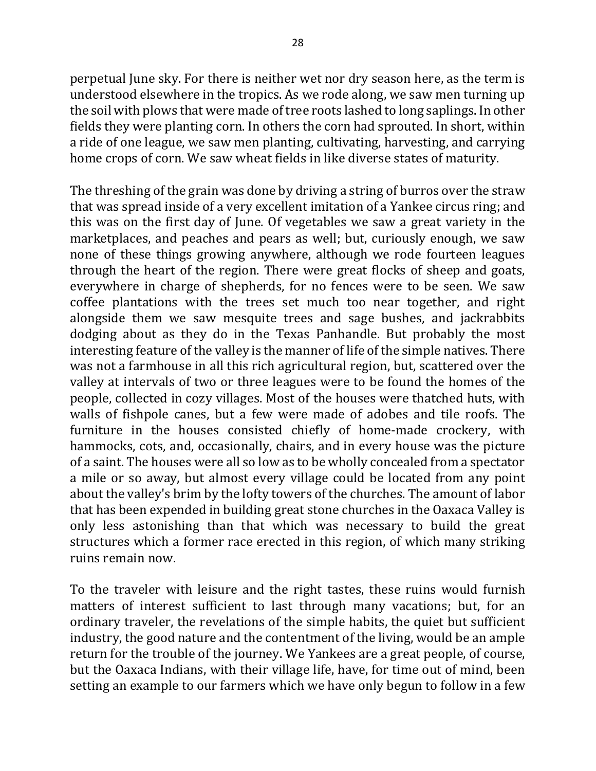perpetual June sky. For there is neither wet nor dry season here, as the term is understood elsewhere in the tropics. As we rode along, we saw men turning up the soil with plows that were made of tree roots lashed to long saplings. In other fields they were planting corn. In others the corn had sprouted. In short, within a ride of one league, we saw men planting, cultivating, harvesting, and carrying home crops of corn. We saw wheat fields in like diverse states of maturity.

The threshing of the grain was done by driving a string of burros over the straw that was spread inside of a very excellent imitation of a Yankee circus ring; and this was on the first day of June. Of vegetables we saw a great variety in the marketplaces, and peaches and pears as well; but, curiously enough, we saw none of these things growing anywhere, although we rode fourteen leagues through the heart of the region. There were great flocks of sheep and goats, everywhere in charge of shepherds, for no fences were to be seen. We saw coffee plantations with the trees set much too near together, and right alongside them we saw mesquite trees and sage bushes, and jackrabbits dodging about as they do in the Texas Panhandle. But probably the most interesting feature of the valley is the manner of life of the simple natives. There was not a farmhouse in all this rich agricultural region, but, scattered over the valley at intervals of two or three leagues were to be found the homes of the people, collected in cozy villages. Most of the houses were thatched huts, with walls of fishpole canes, but a few were made of adobes and tile roofs. The furniture in the houses consisted chiefly of home-made crockery, with hammocks, cots, and, occasionally, chairs, and in every house was the picture of a saint. The houses were all so low as to be wholly concealed from a spectator a mile or so away, but almost every village could be located from any point about the valley's brim by the lofty towers of the churches. The amount of labor that has been expended in building great stone churches in the Oaxaca Valley is only less astonishing than that which was necessary to build the great structures which a former race erected in this region, of which many striking ruins remain now.

To the traveler with leisure and the right tastes, these ruins would furnish matters of interest sufficient to last through many vacations; but, for an ordinary traveler, the revelations of the simple habits, the quiet but sufficient industry, the good nature and the contentment of the living, would be an ample return for the trouble of the journey. We Yankees are a great people, of course, but the Oaxaca Indians, with their village life, have, for time out of mind, been setting an example to our farmers which we have only begun to follow in a few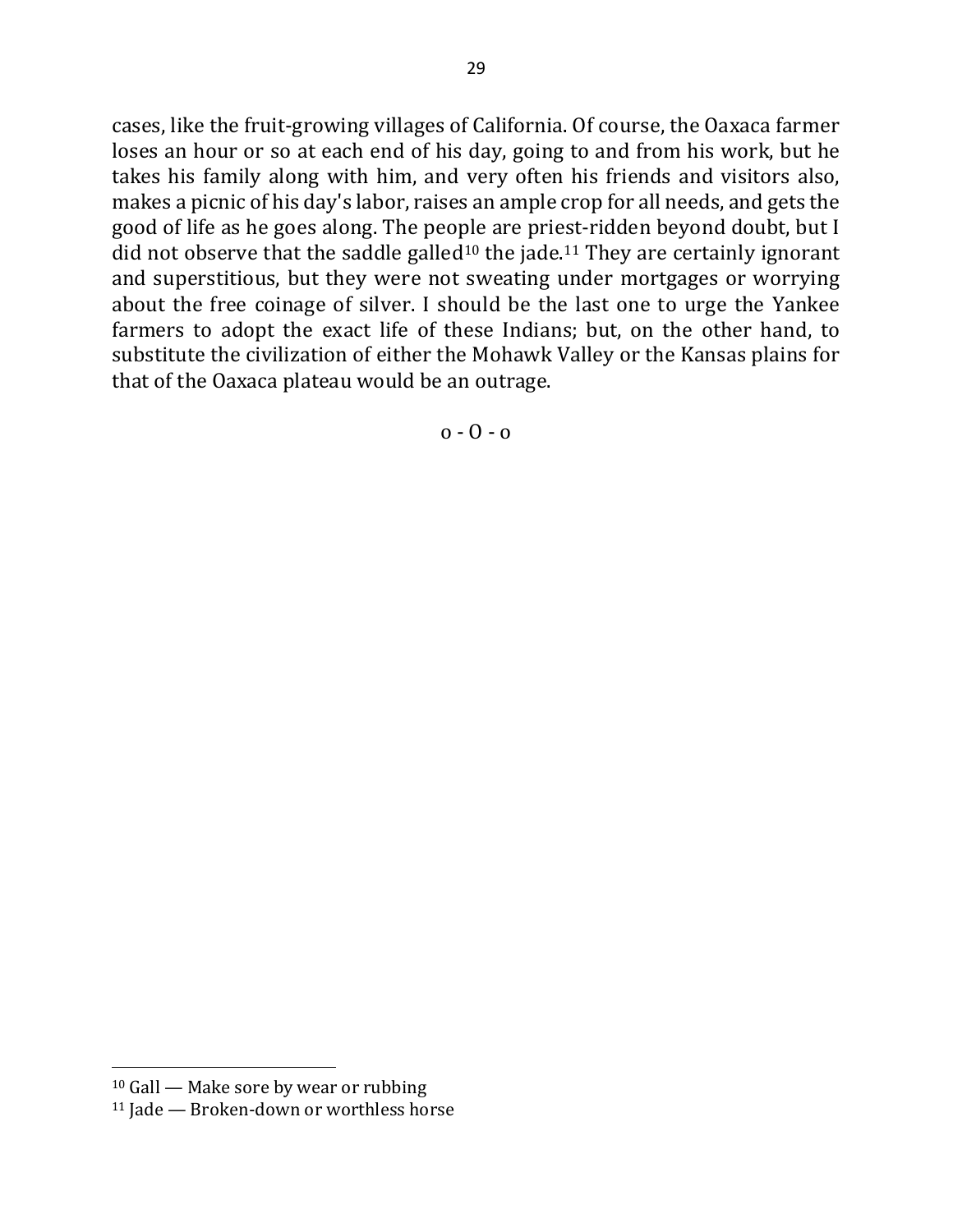cases, like the fruit-growing villages of California. Of course, the Oaxaca farmer loses an hour or so at each end of his day, going to and from his work, but he takes his family along with him, and very often his friends and visitors also, makes a picnic of his day's labor, raises an ample crop for all needs, and gets the good of life as he goes along. The people are priest-ridden beyond doubt, but I did not observe that the saddle galled[10] the jade.[11] They are certainly ignorant and superstitious, but they were not sweating under mortgages or worrying about the free coinage of silver. I should be the last one to urge the Yankee farmers to adopt the exact life of these Indians; but, on the other hand, to substitute the civilization of either the Mohawk Valley or the Kansas plains for that of the Oaxaca plateau would be an outrage.

o - O - o

---

[10] Gall — Make sore by wear or rubbing

[11] Jade — Broken-down or worthless horse